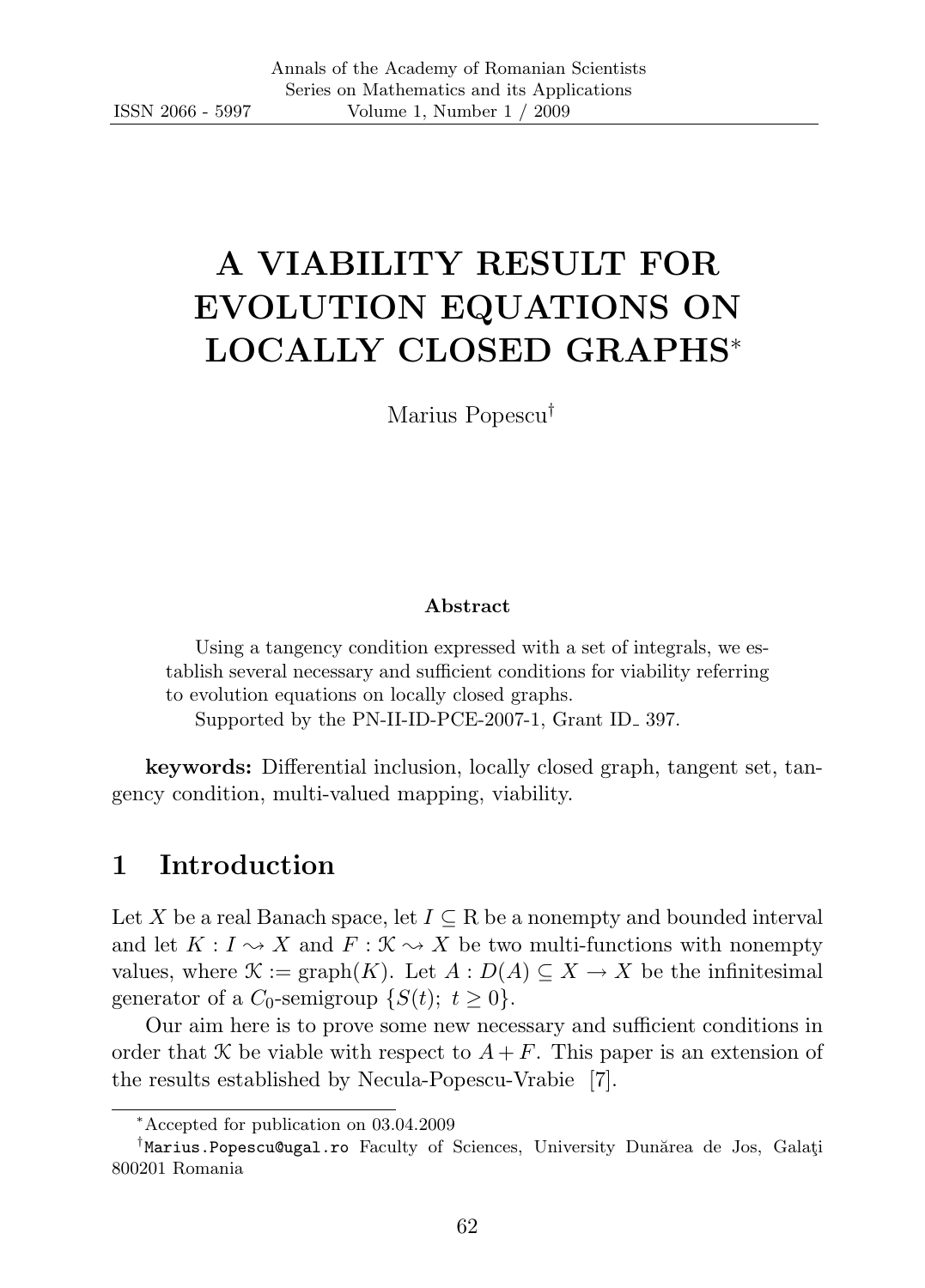# A VIABILITY RESULT FOR EVOLUTION EQUATIONS ON LOCALLY CLOSED GRAPHS*

Marius Popescu[†]

**Abstract**

Using a tangency condition expressed with a set of integrals, we establish several necessary and sufficient conditions for viability referring to evolution equations on locally closed graphs.

Supported by the PN-II-ID-PCE-2007-1, Grant ID_ 397.

**keywords:** Differential inclusion, locally closed graph, tangent set, tangency condition, multi-valued mapping, viability.

## 1 Introduction

Let $X$ be a real Banach space, let $I \subseteq \mathbb{R}$ be a nonempty and bounded interval and let $K : I \rightsquigarrow X$ and $F : \mathcal{K} \rightsquigarrow X$ be two multi-functions with nonempty values, where $\mathcal{K} := \text{graph}(K)$. Let $A : D(A) \subseteq X \to X$ be the infinitesimal generator of a $C_0$-semigroup $\{S(t);\ t \geq 0\}$.

Our aim here is to prove some new necessary and sufficient conditions in order that $\mathcal{K}$ be viable with respect to $A + F$. This paper is an extension of the results established by Necula-Popescu-Vrabie [7].

---

*Accepted for publication on 03.04.2009

[†]Marius.Popescu@ugal.ro Faculty of Sciences, University Dunărea de Jos, Galaţi 800201 Romania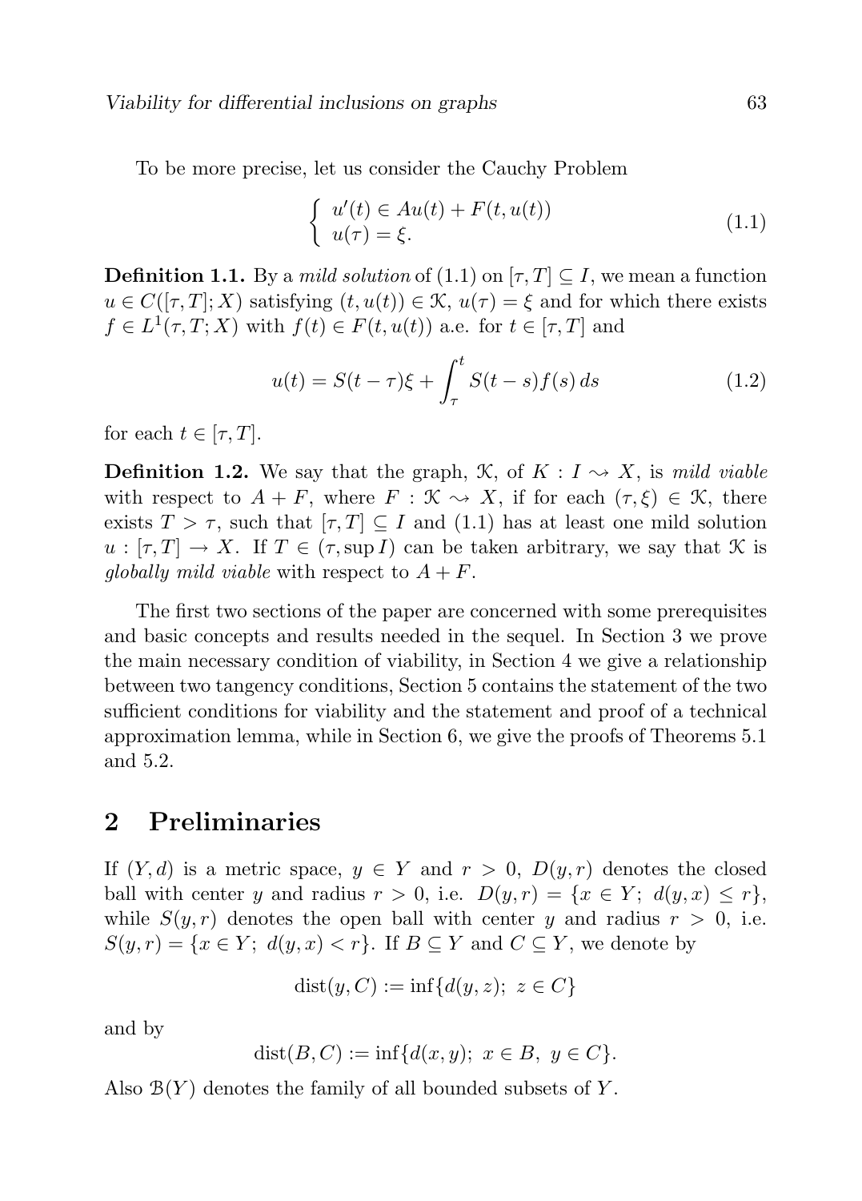To be more precise, let us consider the Cauchy Problem

$$
\begin{cases} u'(t) \in Au(t) + F(t, u(t)) \\ u(\tau) = \xi. \end{cases} \tag{1.1}
$$

**Definition 1.1.** By a *mild solution* of (1.1) on $[\tau, T] \subseteq I$, we mean a function $u \in C([\tau, T]; X)$ satisfying $(t, u(t)) \in \mathcal{K}$, $u(\tau) = \xi$ and for which there exists $f \in L^1(\tau, T; X)$ with $f(t) \in F(t, u(t))$ a.e. for $t \in [\tau, T]$ and

$$
u(t) = S(t - \tau)\xi + \int_\tau^t S(t - s) f(s)\, ds \tag{1.2}
$$

for each $t \in [\tau, T]$.

**Definition 1.2.** We say that the graph, $\mathcal{K}$, of $K : I \rightsquigarrow X$, is *mild viable* with respect to $A + F$, where $F : \mathcal{K} \rightsquigarrow X$, if for each $(\tau, \xi) \in \mathcal{K}$, there exists $T > \tau$, such that $[\tau, T] \subseteq I$ and (1.1) has at least one mild solution $u : [\tau, T] \to X$. If $T \in (\tau, \sup I)$ can be taken arbitrary, we say that $\mathcal{K}$ is *globally mild viable* with respect to $A + F$.

The first two sections of the paper are concerned with some prerequisites and basic concepts and results needed in the sequel. In Section 3 we prove the main necessary condition of viability, in Section 4 we give a relationship between two tangency conditions, Section 5 contains the statement of the two sufficient conditions for viability and the statement and proof of a technical approximation lemma, while in Section 6, we give the proofs of Theorems 5.1 and 5.2.

## 2 Preliminaries

If $(Y, d)$ is a metric space, $y \in Y$ and $r > 0$, $D(y, r)$ denotes the closed ball with center $y$ and radius $r > 0$, i.e. $D(y, r) = \{x \in Y;\ d(y, x) \leq r\}$, while $S(y, r)$ denotes the open ball with center $y$ and radius $r > 0$, i.e. $S(y, r) = \{x \in Y;\ d(y, x) < r\}$. If $B \subseteq Y$ and $C \subseteq Y$, we denote by

$$
\operatorname{dist}(y, C) := \inf\{d(y, z);\ z \in C\}
$$

and by

$$
\operatorname{dist}(B, C) := \inf\{d(x, y);\ x \in B,\ y \in C\}.
$$

Also $\mathcal{B}(Y)$ denotes the family of all bounded subsets of $Y$.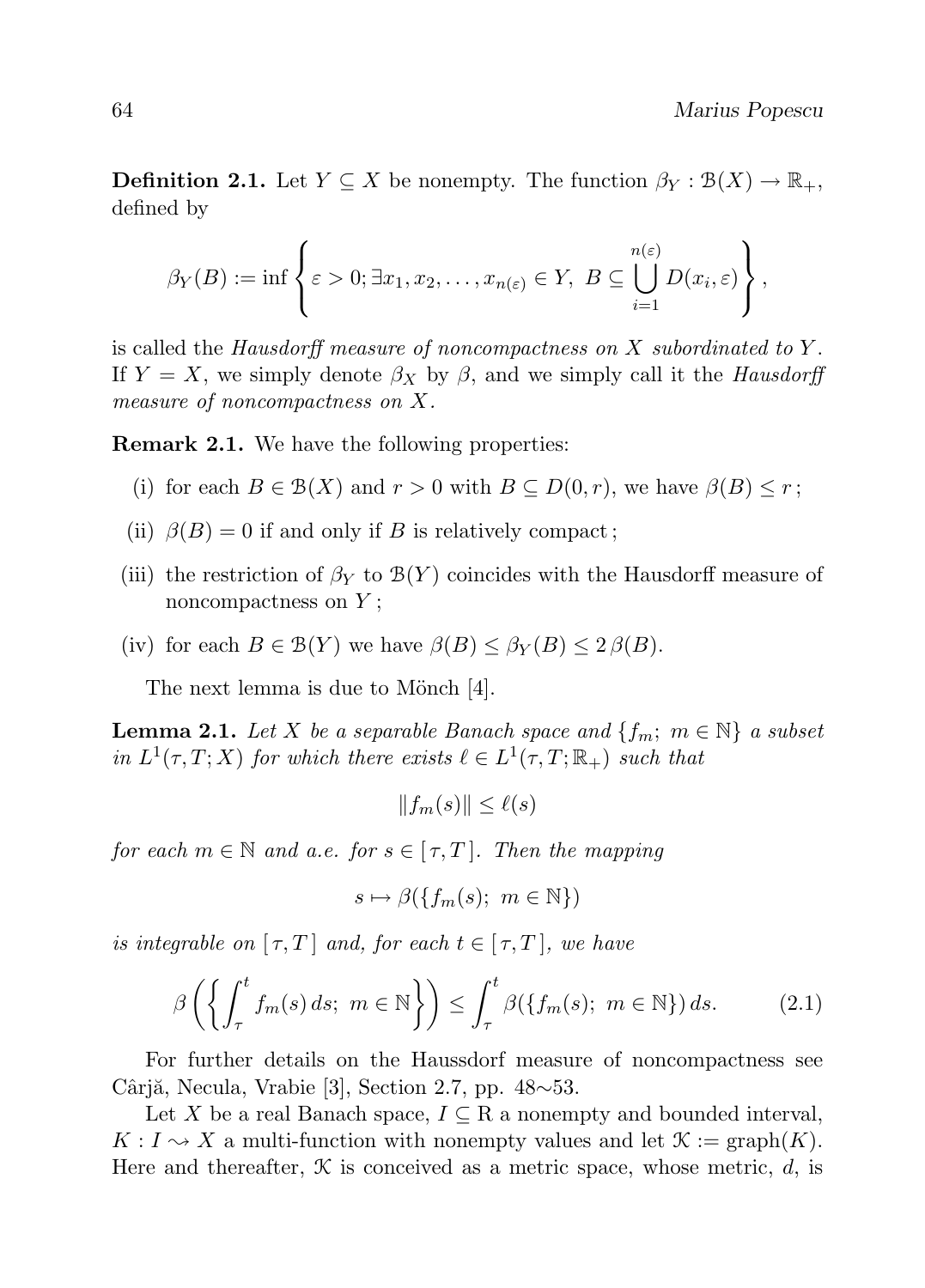**Definition 2.1.** Let $Y \subseteq X$ be nonempty. The function $\beta_Y : \mathcal{B}(X) \to \mathbb{R}_+$, defined by

$$\beta_Y(B) := \inf \left\{ \varepsilon > 0; \exists x_1, x_2, \ldots, x_{n(\varepsilon)} \in Y,\ B \subseteq \bigcup_{i=1}^{n(\varepsilon)} D(x_i, \varepsilon) \right\},$$

is called the *Hausdorff measure of noncompactness on $X$ subordinated to $Y$*. If $Y = X$, we simply denote $\beta_X$ by $\beta$, and we simply call it the *Hausdorff measure of noncompactness on $X$*.

**Remark 2.1.** We have the following properties:

(i) for each $B \in \mathcal{B}(X)$ and $r > 0$ with $B \subseteq D(0, r)$, we have $\beta(B) \leq r$;

(ii) $\beta(B) = 0$ if and only if $B$ is relatively compact;

(iii) the restriction of $\beta_Y$ to $\mathcal{B}(Y)$ coincides with the Hausdorff measure of noncompactness on $Y$;

(iv) for each $B \in \mathcal{B}(Y)$ we have $\beta(B) \leq \beta_Y(B) \leq 2\,\beta(B)$.

The next lemma is due to Mönch [4].

**Lemma 2.1.** *Let $X$ be a separable Banach space and $\{f_m;\ m \in \mathbb{N}\}$ a subset in $L^1(\tau, T; X)$ for which there exists $\ell \in L^1(\tau, T; \mathbb{R}_+)$ such that*

$$\|f_m(s)\| \leq \ell(s)$$

*for each $m \in \mathbb{N}$ and a.e. for $s \in [\,\tau, T\,]$. Then the mapping*

$$s \mapsto \beta(\{f_m(s);\ m \in \mathbb{N}\})$$

*is integrable on $[\,\tau, T\,]$ and, for each $t \in [\,\tau, T\,]$, we have*

$$\beta\left(\left\{\int_\tau^t f_m(s)\,ds;\ m \in \mathbb{N}\right\}\right) \leq \int_\tau^t \beta(\{f_m(s);\ m \in \mathbb{N}\})\,ds. \tag{2.1}$$

For further details on the Haussdorf measure of noncompactness see Cârjă, Necula, Vrabie [3], Section 2.7, pp. 48∼53.

Let $X$ be a real Banach space, $I \subseteq \mathrm{R}$ a nonempty and bounded interval, $K : I \rightsquigarrow X$ a multi-function with nonempty values and let $\mathcal{K} := \mathrm{graph}(K)$. Here and thereafter, $\mathcal{K}$ is conceived as a metric space, whose metric, $d$, is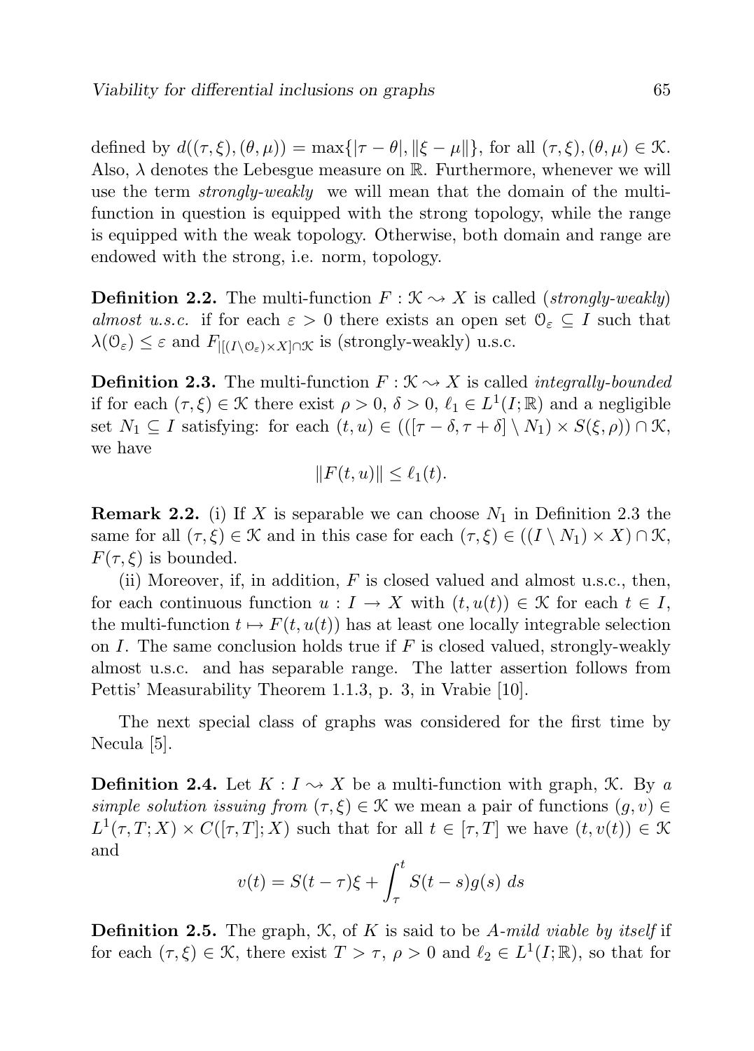defined by $d((\tau,\xi),(\theta,\mu)) = \max\{|\tau-\theta|, \|\xi-\mu\|\}$, for all $(\tau,\xi),(\theta,\mu) \in \mathcal{K}$. Also, $\lambda$ denotes the Lebesgue measure on $\mathbb{R}$. Furthermore, whenever we will use the term *strongly-weakly* we will mean that the domain of the multi-function in question is equipped with the strong topology, while the range is equipped with the weak topology. Otherwise, both domain and range are endowed with the strong, i.e. norm, topology.

**Definition 2.2.** The multi-function $F : \mathcal{K} \rightsquigarrow X$ is called (*strongly-weakly*) *almost u.s.c.* if for each $\varepsilon > 0$ there exists an open set $\mathcal{O}_\varepsilon \subseteq I$ such that $\lambda(\mathcal{O}_\varepsilon) \leq \varepsilon$ and $F_{|[(I\setminus\mathcal{O}_\varepsilon)\times X]\cap\mathcal{K}}$ is (strongly-weakly) u.s.c.

**Definition 2.3.** The multi-function $F : \mathcal{K} \rightsquigarrow X$ is called *integrally-bounded* if for each $(\tau,\xi) \in \mathcal{K}$ there exist $\rho > 0$, $\delta > 0$, $\ell_1 \in L^1(I;\mathbb{R})$ and a negligible set $N_1 \subseteq I$ satisfying: for each $(t,u) \in (([\tau-\delta,\tau+\delta] \setminus N_1) \times S(\xi,\rho)) \cap \mathcal{K}$, we have

$$\|F(t,u)\| \leq \ell_1(t).$$

**Remark 2.2.** (i) If $X$ is separable we can choose $N_1$ in Definition 2.3 the same for all $(\tau,\xi) \in \mathcal{K}$ and in this case for each $(\tau,\xi) \in ((I \setminus N_1) \times X) \cap \mathcal{K}$, $F(\tau,\xi)$ is bounded.

(ii) Moreover, if, in addition, $F$ is closed valued and almost u.s.c., then, for each continuous function $u : I \to X$ with $(t,u(t)) \in \mathcal{K}$ for each $t \in I$, the multi-function $t \mapsto F(t,u(t))$ has at least one locally integrable selection on $I$. The same conclusion holds true if $F$ is closed valued, strongly-weakly almost u.s.c. and has separable range. The latter assertion follows from Pettis' Measurability Theorem 1.1.3, p. 3, in Vrabie [10].

The next special class of graphs was considered for the first time by Necula [5].

**Definition 2.4.** Let $K : I \rightsquigarrow X$ be a multi-function with graph, $\mathcal{K}$. By *a simple solution issuing from* $(\tau,\xi) \in \mathcal{K}$ we mean a pair of functions $(g,v) \in L^1(\tau,T;X) \times C([\tau,T];X)$ such that for all $t \in [\tau,T]$ we have $(t,v(t)) \in \mathcal{K}$ and

$$v(t) = S(t-\tau)\xi + \int_\tau^t S(t-s)g(s)\,ds$$

**Definition 2.5.** The graph, $\mathcal{K}$, of $K$ is said to be *A-mild viable by itself* if for each $(\tau,\xi) \in \mathcal{K}$, there exist $T > \tau$, $\rho > 0$ and $\ell_2 \in L^1(I;\mathbb{R})$, so that for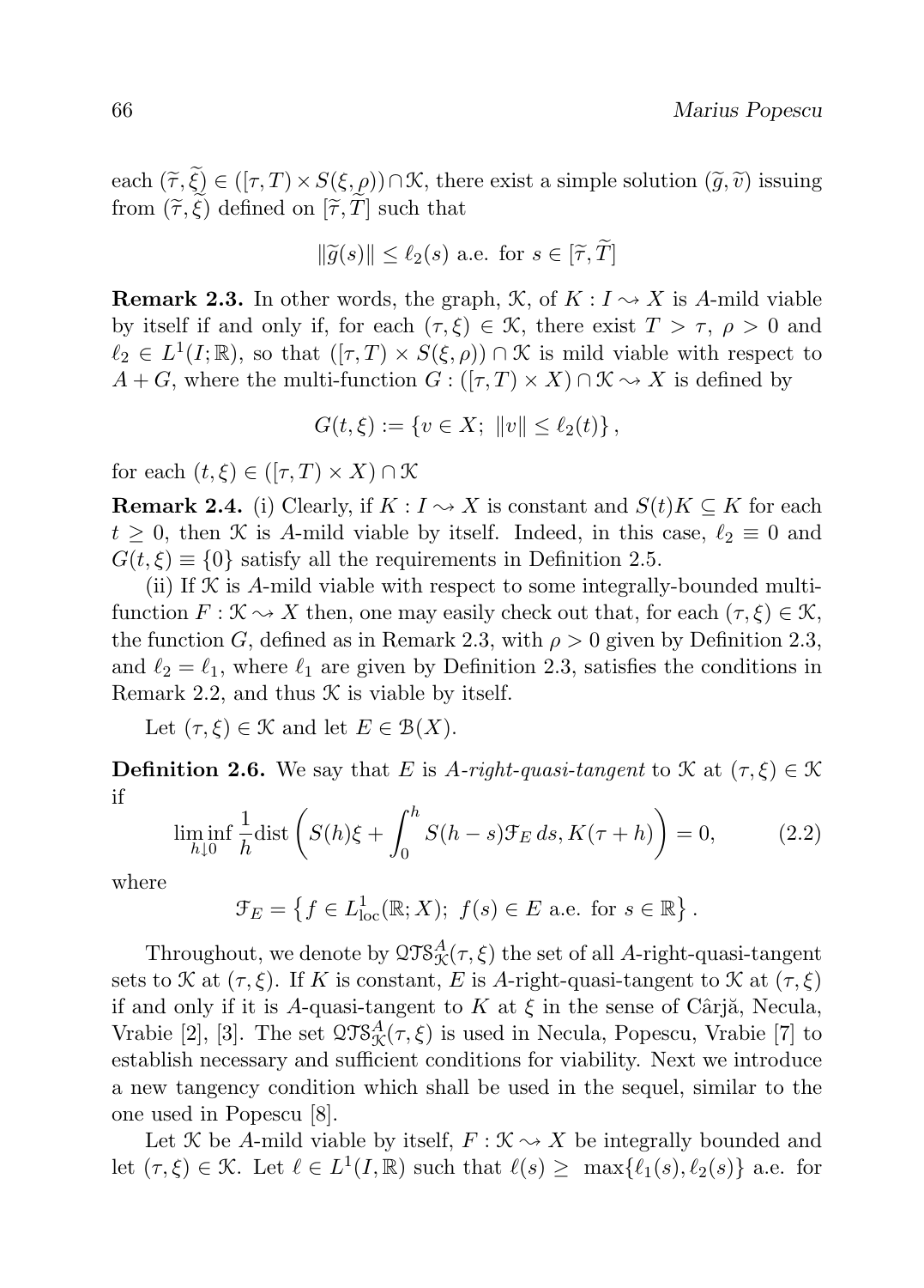each $(\widetilde{\tau}, \widetilde{\xi}) \in ([\tau, T) \times S(\xi, \rho)) \cap \mathcal{K}$, there exist a simple solution $(\widetilde{g}, \widetilde{v})$ issuing from $(\widetilde{\tau}, \widetilde{\xi})$ defined on $[\widetilde{\tau}, \widetilde{T}]$ such that

$$\|\widetilde{g}(s)\| \leq \ell_2(s) \text{ a.e. for } s \in [\widetilde{\tau}, \widetilde{T}]$$

**Remark 2.3.** In other words, the graph, $\mathcal{K}$, of $K : I \rightsquigarrow X$ is $A$-mild viable by itself if and only if, for each $(\tau, \xi) \in \mathcal{K}$, there exist $T > \tau$, $\rho > 0$ and $\ell_2 \in L^1(I; \mathbb{R})$, so that $([\tau, T) \times S(\xi, \rho)) \cap \mathcal{K}$ is mild viable with respect to $A + G$, where the multi-function $G : ([\tau, T) \times X) \cap \mathcal{K} \rightsquigarrow X$ is defined by

$$G(t, \xi) := \{v \in X;\ \|v\| \leq \ell_2(t)\},$$

for each $(t, \xi) \in ([\tau, T) \times X) \cap \mathcal{K}$

**Remark 2.4.** (i) Clearly, if $K : I \rightsquigarrow X$ is constant and $S(t)K \subseteq K$ for each $t \geq 0$, then $\mathcal{K}$ is $A$-mild viable by itself. Indeed, in this case, $\ell_2 \equiv 0$ and $G(t, \xi) \equiv \{0\}$ satisfy all the requirements in Definition 2.5.

(ii) If $\mathcal{K}$ is $A$-mild viable with respect to some integrally-bounded multi-function $F : \mathcal{K} \rightsquigarrow X$ then, one may easily check out that, for each $(\tau, \xi) \in \mathcal{K}$, the function $G$, defined as in Remark 2.3, with $\rho > 0$ given by Definition 2.3, and $\ell_2 = \ell_1$, where $\ell_1$ are given by Definition 2.3, satisfies the conditions in Remark 2.2, and thus $\mathcal{K}$ is viable by itself.

Let $(\tau, \xi) \in \mathcal{K}$ and let $E \in \mathcal{B}(X)$.

**Definition 2.6.** We say that $E$ is *$A$-right-quasi-tangent* to $\mathcal{K}$ at $(\tau, \xi) \in \mathcal{K}$ if

$$\liminf_{h \downarrow 0} \frac{1}{h} \text{dist}\left(S(h)\xi + \int_0^h S(h-s)\mathcal{F}_E\, ds, K(\tau + h)\right) = 0, \tag{2.2}$$

where

$$\mathcal{F}_E = \left\{f \in L^1_{\text{loc}}(\mathbb{R}; X);\ f(s) \in E \text{ a.e. for } s \in \mathbb{R}\right\}.$$

Throughout, we denote by $\mathcal{QTS}^A_{\mathcal{K}}(\tau, \xi)$ the set of all $A$-right-quasi-tangent sets to $\mathcal{K}$ at $(\tau, \xi)$. If $K$ is constant, $E$ is $A$-right-quasi-tangent to $\mathcal{K}$ at $(\tau, \xi)$ if and only if it is $A$-quasi-tangent to $K$ at $\xi$ in the sense of Cârjă, Necula, Vrabie [2], [3]. The set $\mathcal{QTS}^A_{\mathcal{K}}(\tau, \xi)$ is used in Necula, Popescu, Vrabie [7] to establish necessary and sufficient conditions for viability. Next we introduce a new tangency condition which shall be used in the sequel, similar to the one used in Popescu [8].

Let $\mathcal{K}$ be $A$-mild viable by itself, $F : \mathcal{K} \rightsquigarrow X$ be integrally bounded and let $(\tau, \xi) \in \mathcal{K}$. Let $\ell \in L^1(I, \mathbb{R})$ such that $\ell(s) \geq \max\{\ell_1(s), \ell_2(s)\}$ a.e. for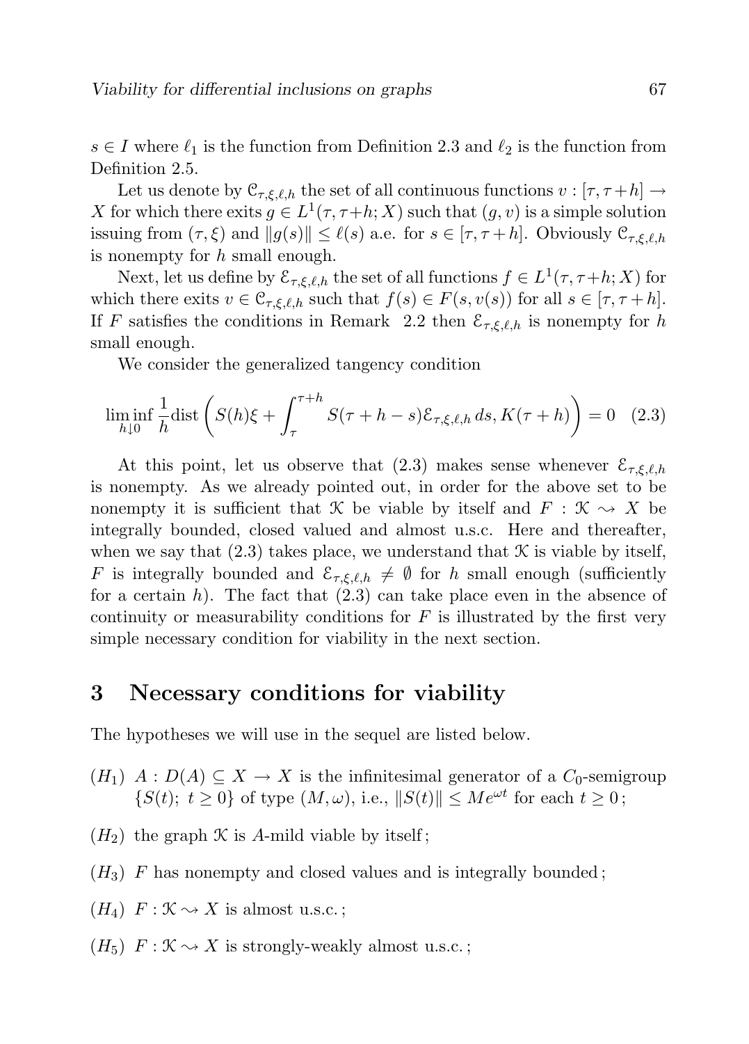$s \in I$ where $\ell_1$ is the function from Definition 2.3 and $\ell_2$ is the function from Definition 2.5.

Let us denote by $\mathcal{C}_{\tau,\xi,\ell,h}$ the set of all continuous functions $v : [\tau, \tau+h] \to X$ for which there exits $g \in L^1(\tau, \tau+h; X)$ such that $(g, v)$ is a simple solution issuing from $(\tau, \xi)$ and $\|g(s)\| \leq \ell(s)$ a.e. for $s \in [\tau, \tau+h]$. Obviously $\mathcal{C}_{\tau,\xi,\ell,h}$ is nonempty for $h$ small enough.

Next, let us define by $\mathcal{E}_{\tau,\xi,\ell,h}$ the set of all functions $f \in L^1(\tau, \tau+h; X)$ for which there exits $v \in \mathcal{C}_{\tau,\xi,\ell,h}$ such that $f(s) \in F(s, v(s))$ for all $s \in [\tau, \tau+h]$. If $F$ satisfies the conditions in Remark 2.2 then $\mathcal{E}_{\tau,\xi,\ell,h}$ is nonempty for $h$ small enough.

We consider the generalized tangency condition

$$\liminf_{h \downarrow 0} \frac{1}{h} \mathrm{dist} \left( S(h)\xi + \int_{\tau}^{\tau+h} S(\tau+h-s)\mathcal{E}_{\tau,\xi,\ell,h}\, ds, K(\tau+h) \right) = 0 \quad (2.3)$$

At this point, let us observe that (2.3) makes sense whenever $\mathcal{E}_{\tau,\xi,\ell,h}$ is nonempty. As we already pointed out, in order for the above set to be nonempty it is sufficient that $\mathcal{K}$ be viable by itself and $F : \mathcal{K} \rightsquigarrow X$ be integrally bounded, closed valued and almost u.s.c. Here and thereafter, when we say that (2.3) takes place, we understand that $\mathcal{K}$ is viable by itself, $F$ is integrally bounded and $\mathcal{E}_{\tau,\xi,\ell,h} \neq \emptyset$ for $h$ small enough (sufficiently for a certain $h$). The fact that (2.3) can take place even in the absence of continuity or measurability conditions for $F$ is illustrated by the first very simple necessary condition for viability in the next section.

## 3 Necessary conditions for viability

The hypotheses we will use in the sequel are listed below.

- $(H_1)$ $A : D(A) \subseteq X \to X$ is the infinitesimal generator of a $C_0$-semigroup $\{S(t);\ t \geq 0\}$ of type $(M, \omega)$, i.e., $\|S(t)\| \leq Me^{\omega t}$ for each $t \geq 0$;
- $(H_2)$ the graph $\mathcal{K}$ is $A$-mild viable by itself;
- $(H_3)$ $F$ has nonempty and closed values and is integrally bounded;
- $(H_4)$ $F : \mathcal{K} \rightsquigarrow X$ is almost u.s.c.;
- $(H_5)$ $F : \mathcal{K} \rightsquigarrow X$ is strongly-weakly almost u.s.c.;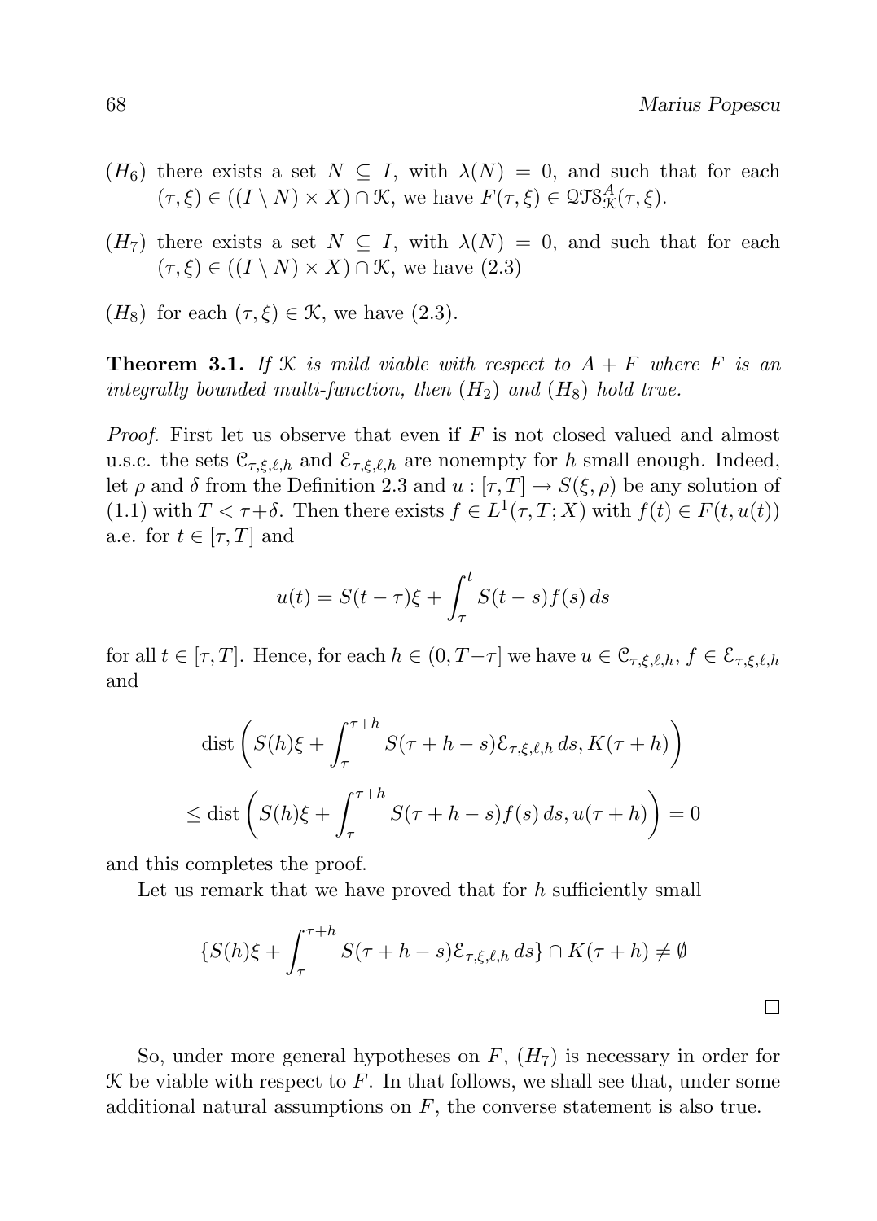($H_6$) there exists a set $N \subseteq I$, with $\lambda(N) = 0$, and such that for each $(\tau, \xi) \in ((I \setminus N) \times X) \cap \mathcal{K}$, we have $F(\tau, \xi) \in \mathfrak{QTS}^A_{\mathcal{K}}(\tau, \xi)$.

($H_7$) there exists a set $N \subseteq I$, with $\lambda(N) = 0$, and such that for each $(\tau, \xi) \in ((I \setminus N) \times X) \cap \mathcal{K}$, we have (2.3)

($H_8$) for each $(\tau, \xi) \in \mathcal{K}$, we have (2.3).

**Theorem 3.1.** *If $\mathcal{K}$ is mild viable with respect to $A + F$ where $F$ is an integrally bounded multi-function, then $(H_2)$ and $(H_8)$ hold true.*

*Proof.* First let us observe that even if $F$ is not closed valued and almost u.s.c. the sets $\mathcal{C}_{\tau,\xi,\ell,h}$ and $\mathcal{E}_{\tau,\xi,\ell,h}$ are nonempty for $h$ small enough. Indeed, let $\rho$ and $\delta$ from the Definition 2.3 and $u : [\tau, T] \to S(\xi, \rho)$ be any solution of (1.1) with $T < \tau + \delta$. Then there exists $f \in L^1(\tau, T; X)$ with $f(t) \in F(t, u(t))$ a.e. for $t \in [\tau, T]$ and

$$u(t) = S(t - \tau)\xi + \int_\tau^t S(t - s)f(s)\, ds$$

for all $t \in [\tau, T]$. Hence, for each $h \in (0, T - \tau]$ we have $u \in \mathcal{C}_{\tau,\xi,\ell,h}$, $f \in \mathcal{E}_{\tau,\xi,\ell,h}$ and

$$\operatorname{dist}\left(S(h)\xi + \int_\tau^{\tau+h} S(\tau + h - s)\mathcal{E}_{\tau,\xi,\ell,h}\, ds, K(\tau + h)\right)$$

$$\leq \operatorname{dist}\left(S(h)\xi + \int_\tau^{\tau+h} S(\tau + h - s)f(s)\, ds, u(\tau + h)\right) = 0$$

and this completes the proof.

Let us remark that we have proved that for $h$ sufficiently small

$$\{S(h)\xi + \int_\tau^{\tau+h} S(\tau + h - s)\mathcal{E}_{\tau,\xi,\ell,h}\, ds\} \cap K(\tau + h) \neq \emptyset$$

$\square$

So, under more general hypotheses on $F$, $(H_7)$ is necessary in order for $\mathcal{K}$ be viable with respect to $F$. In that follows, we shall see that, under some additional natural assumptions on $F$, the converse statement is also true.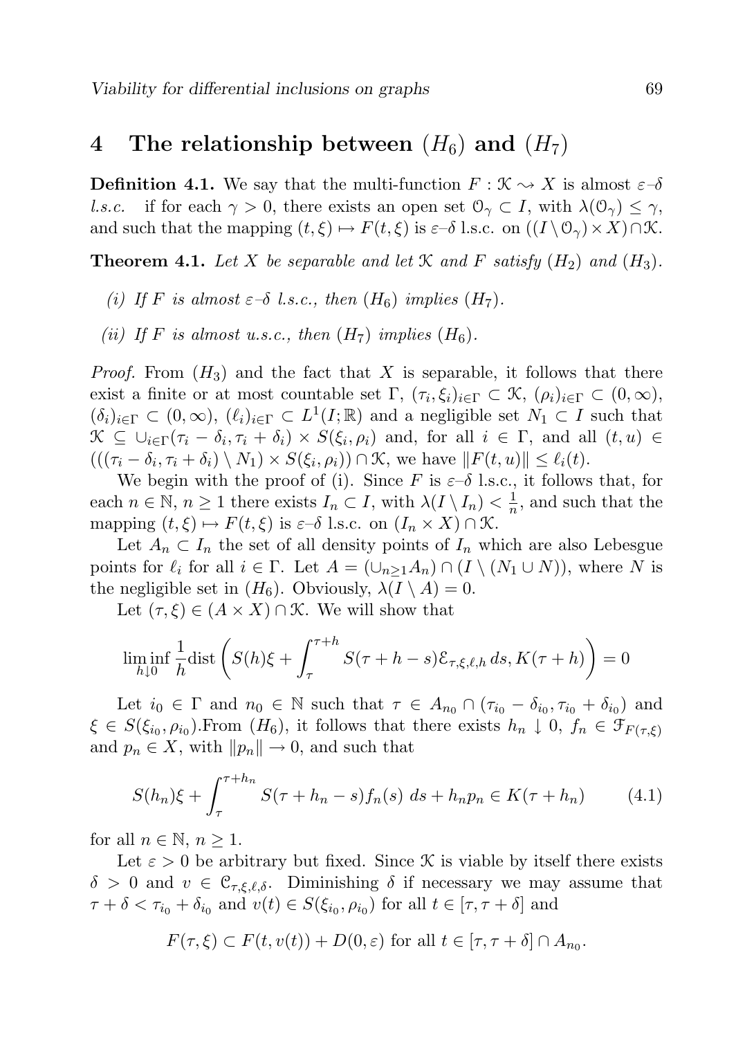## 4 The relationship between $(H_6)$ and $(H_7)$

**Definition 4.1.** We say that the multi-function $F : \mathcal{K} \rightsquigarrow X$ is almost $\varepsilon$–$\delta$ *l.s.c.* if for each $\gamma > 0$, there exists an open set $\mathcal{O}_\gamma \subset I$, with $\lambda(\mathcal{O}_\gamma) \leq \gamma$, and such that the mapping $(t, \xi) \mapsto F(t, \xi)$ is $\varepsilon$–$\delta$ l.s.c. on $((I \setminus \mathcal{O}_\gamma) \times X) \cap \mathcal{K}$.

**Theorem 4.1.** *Let $X$ be separable and let $\mathcal{K}$ and $F$ satisfy $(H_2)$ and $(H_3)$.*

*(i) If $F$ is almost $\varepsilon$–$\delta$ l.s.c., then $(H_6)$ implies $(H_7)$.*

*(ii) If $F$ is almost u.s.c., then $(H_7)$ implies $(H_6)$.*

*Proof.* From $(H_3)$ and the fact that $X$ is separable, it follows that there exist a finite or at most countable set $\Gamma$, $(\tau_i, \xi_i)_{i\in\Gamma} \subset \mathcal{K}$, $(\rho_i)_{i\in\Gamma} \subset (0, \infty)$, $(\delta_i)_{i\in\Gamma} \subset (0, \infty)$, $(\ell_i)_{i\in\Gamma} \subset L^1(I; \mathbb{R})$ and a negligible set $N_1 \subset I$ such that $\mathcal{K} \subseteq \cup_{i\in\Gamma}(\tau_i - \delta_i, \tau_i + \delta_i) \times S(\xi_i, \rho_i)$ and, for all $i \in \Gamma$, and all $(t, u) \in (((\tau_i - \delta_i, \tau_i + \delta_i) \setminus N_1) \times S(\xi_i, \rho_i)) \cap \mathcal{K}$, we have $\|F(t, u)\| \leq \ell_i(t)$.

We begin with the proof of (i). Since $F$ is $\varepsilon$–$\delta$ l.s.c., it follows that, for each $n \in \mathbb{N}$, $n \geq 1$ there exists $I_n \subset I$, with $\lambda(I \setminus I_n) < \frac{1}{n}$, and such that the mapping $(t, \xi) \mapsto F(t, \xi)$ is $\varepsilon$–$\delta$ l.s.c. on $(I_n \times X) \cap \mathcal{K}$.

Let $A_n \subset I_n$ the set of all density points of $I_n$ which are also Lebesgue points for $\ell_i$ for all $i \in \Gamma$. Let $A = (\cup_{n\geq 1} A_n) \cap (I \setminus (N_1 \cup N))$, where $N$ is the negligible set in $(H_6)$. Obviously, $\lambda(I \setminus A) = 0$.

Let $(\tau, \xi) \in (A \times X) \cap \mathcal{K}$. We will show that

$$\liminf_{h\downarrow 0} \frac{1}{h} \text{dist}\left(S(h)\xi + \int_\tau^{\tau+h} S(\tau + h - s)\mathcal{E}_{\tau,\xi,\ell,h}\, ds, K(\tau + h)\right) = 0$$

Let $i_0 \in \Gamma$ and $n_0 \in \mathbb{N}$ such that $\tau \in A_{n_0} \cap (\tau_{i_0} - \delta_{i_0}, \tau_{i_0} + \delta_{i_0})$ and $\xi \in S(\xi_{i_0}, \rho_{i_0})$.From $(H_6)$, it follows that there exists $h_n \downarrow 0$, $f_n \in \mathcal{F}_{F(\tau,\xi)}$ and $p_n \in X$, with $\|p_n\| \to 0$, and such that

$$S(h_n)\xi + \int_\tau^{\tau+h_n} S(\tau + h_n - s)f_n(s)\; ds + h_n p_n \in K(\tau + h_n) \tag{4.1}$$

for all $n \in \mathbb{N}$, $n \geq 1$.

Let $\varepsilon > 0$ be arbitrary but fixed. Since $\mathcal{K}$ is viable by itself there exists $\delta > 0$ and $v \in \mathcal{C}_{\tau,\xi,\ell,\delta}$. Diminishing $\delta$ if necessary we may assume that $\tau + \delta < \tau_{i_0} + \delta_{i_0}$ and $v(t) \in S(\xi_{i_0}, \rho_{i_0})$ for all $t \in [\tau, \tau + \delta]$ and

$$F(\tau, \xi) \subset F(t, v(t)) + D(0, \varepsilon) \text{ for all } t \in [\tau, \tau + \delta] \cap A_{n_0}.$$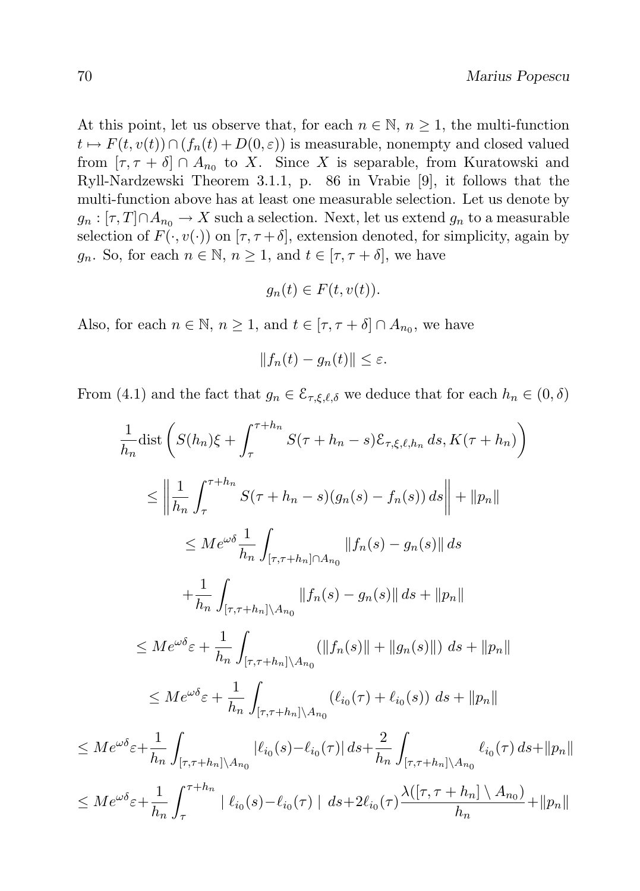At this point, let us observe that, for each $n \in \mathbb{N}$, $n \geq 1$, the multi-function $t \mapsto F(t, v(t)) \cap (f_n(t) + D(0, \varepsilon))$ is measurable, nonempty and closed valued from $[\tau, \tau + \delta] \cap A_{n_0}$ to $X$. Since $X$ is separable, from Kuratowski and Ryll-Nardzewski Theorem 3.1.1, p. 86 in Vrabie [9], it follows that the multi-function above has at least one measurable selection. Let us denote by $g_n : [\tau, T] \cap A_{n_0} \to X$ such a selection. Next, let us extend $g_n$ to a measurable selection of $F(\cdot, v(\cdot))$ on $[\tau, \tau + \delta]$, extension denoted, for simplicity, again by $g_n$. So, for each $n \in \mathbb{N}$, $n \geq 1$, and $t \in [\tau, \tau + \delta]$, we have

$$g_n(t) \in F(t, v(t)).$$

Also, for each $n \in \mathbb{N}$, $n \geq 1$, and $t \in [\tau, \tau + \delta] \cap A_{n_0}$, we have

$$\|f_n(t) - g_n(t)\| \leq \varepsilon.$$

From (4.1) and the fact that $g_n \in \mathcal{E}_{\tau,\xi,\ell,\delta}$ we deduce that for each $h_n \in (0, \delta)$

$$
\begin{aligned}
&\frac{1}{h_n}\operatorname{dist}\left(S(h_n)\xi + \int_\tau^{\tau+h_n} S(\tau + h_n - s)\mathcal{E}_{\tau,\xi,\ell,h_n}\, ds, K(\tau + h_n)\right) \\
&\leq \left\| \frac{1}{h_n} \int_\tau^{\tau+h_n} S(\tau + h_n - s)(g_n(s) - f_n(s))\, ds \right\| + \|p_n\| \\
&\leq Me^{\omega\delta} \frac{1}{h_n} \int_{[\tau,\tau+h_n]\cap A_{n_0}} \|f_n(s) - g_n(s)\|\, ds \\
&\quad + \frac{1}{h_n} \int_{[\tau,\tau+h_n]\setminus A_{n_0}} \|f_n(s) - g_n(s)\|\, ds + \|p_n\| \\
&\leq Me^{\omega\delta}\varepsilon + \frac{1}{h_n} \int_{[\tau,\tau+h_n]\setminus A_{n_0}} \left(\|f_n(s)\| + \|g_n(s)\|\right)\, ds + \|p_n\| \\
&\leq Me^{\omega\delta}\varepsilon + \frac{1}{h_n} \int_{[\tau,\tau+h_n]\setminus A_{n_0}} \left(\ell_{i_0}(\tau) + \ell_{i_0}(s)\right)\, ds + \|p_n\| \\
&\leq Me^{\omega\delta}\varepsilon + \frac{1}{h_n} \int_{[\tau,\tau+h_n]\setminus A_{n_0}} |\ell_{i_0}(s) - \ell_{i_0}(\tau)|\, ds + \frac{2}{h_n} \int_{[\tau,\tau+h_n]\setminus A_{n_0}} \ell_{i_0}(\tau)\, ds + \|p_n\| \\
&\leq Me^{\omega\delta}\varepsilon + \frac{1}{h_n} \int_\tau^{\tau+h_n} \mid \ell_{i_0}(s) - \ell_{i_0}(\tau) \mid\, ds + 2\ell_{i_0}(\tau) \frac{\lambda([\tau, \tau + h_n] \setminus A_{n_0})}{h_n} + \|p_n\|
\end{aligned}
$$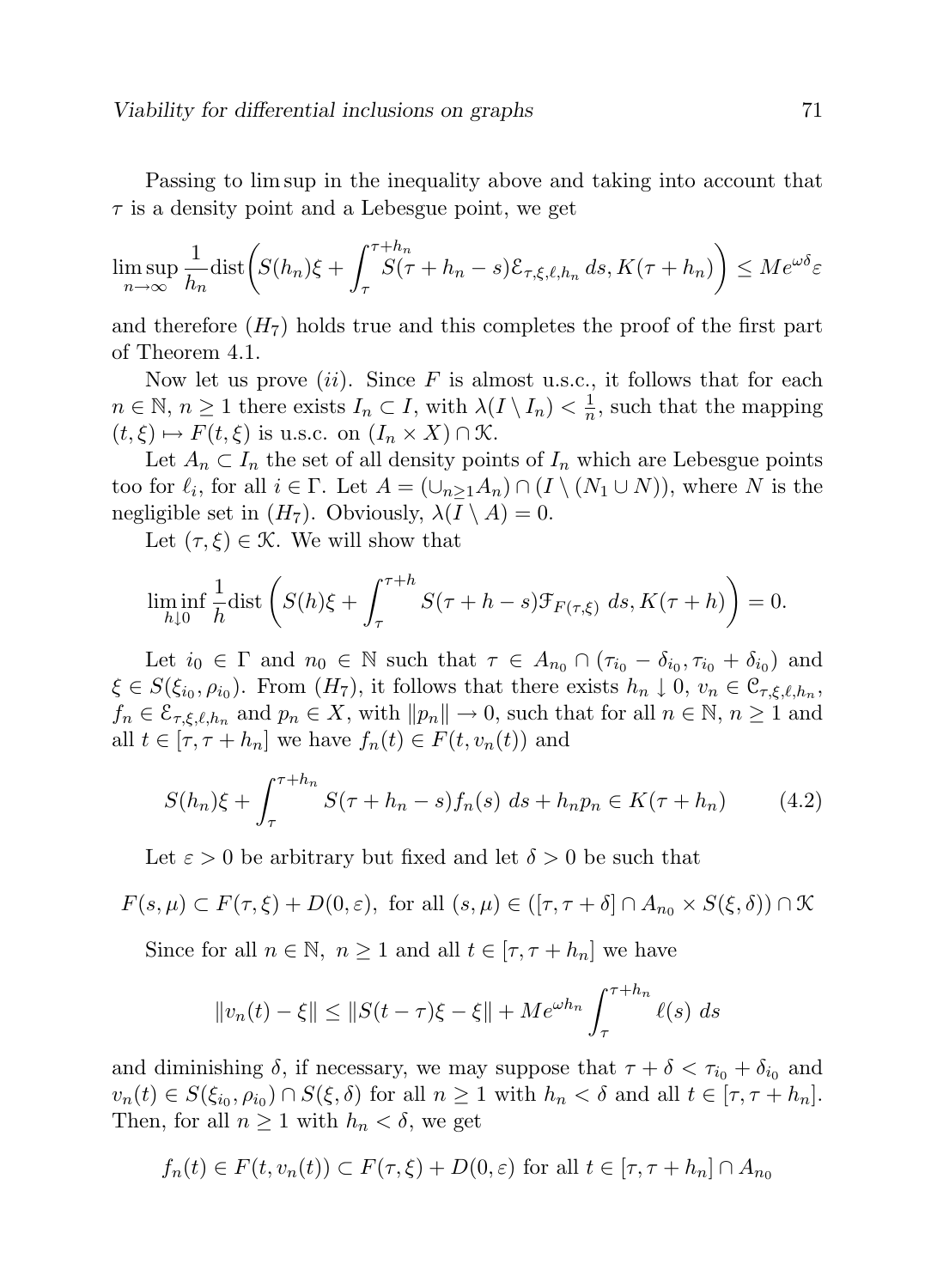Passing to lim sup in the inequality above and taking into account that $\tau$ is a density point and a Lebesgue point, we get

$$\limsup_{n\to\infty} \frac{1}{h_n}\mathrm{dist}\bigg(S(h_n)\xi + \int_\tau^{\tau+h_n} S(\tau+h_n-s)\mathcal{E}_{\tau,\xi,\ell,h_n}\,ds, K(\tau+h_n)\bigg) \le Me^{\omega\delta}\varepsilon$$

and therefore $(H_7)$ holds true and this completes the proof of the first part of Theorem 4.1.

Now let us prove $(ii)$. Since $F$ is almost u.s.c., it follows that for each $n \in \mathbb{N}$, $n \ge 1$ there exists $I_n \subset I$, with $\lambda(I \setminus I_n) < \frac{1}{n}$, such that the mapping $(t,\xi) \mapsto F(t,\xi)$ is u.s.c. on $(I_n \times X) \cap \mathcal{K}$.

Let $A_n \subset I_n$ the set of all density points of $I_n$ which are Lebesgue points too for $\ell_i$, for all $i \in \Gamma$. Let $A = (\cup_{n\ge1} A_n) \cap (I \setminus (N_1 \cup N))$, where $N$ is the negligible set in $(H_7)$. Obviously, $\lambda(I \setminus A) = 0$.

Let $(\tau,\xi) \in \mathcal{K}$. We will show that

$$\liminf_{h\downarrow 0} \frac{1}{h}\mathrm{dist}\left(S(h)\xi + \int_\tau^{\tau+h} S(\tau+h-s)\mathcal{F}_{F(\tau,\xi)}\,ds, K(\tau+h)\right) = 0.$$

Let $i_0 \in \Gamma$ and $n_0 \in \mathbb{N}$ such that $\tau \in A_{n_0} \cap (\tau_{i_0} - \delta_{i_0}, \tau_{i_0} + \delta_{i_0})$ and $\xi \in S(\xi_{i_0}, \rho_{i_0})$. From $(H_7)$, it follows that there exists $h_n \downarrow 0$, $v_n \in \mathcal{C}_{\tau,\xi,\ell,h_n}$, $f_n \in \mathcal{E}_{\tau,\xi,\ell,h_n}$ and $p_n \in X$, with $\|p_n\| \to 0$, such that for all $n \in \mathbb{N}$, $n \ge 1$ and all $t \in [\tau, \tau+h_n]$ we have $f_n(t) \in F(t, v_n(t))$ and

$$S(h_n)\xi + \int_\tau^{\tau+h_n} S(\tau+h_n-s)f_n(s)\,ds + h_n p_n \in K(\tau+h_n) \tag{4.2}$$

Let $\varepsilon > 0$ be arbitrary but fixed and let $\delta > 0$ be such that

$$F(s,\mu) \subset F(\tau,\xi) + D(0,\varepsilon), \text{ for all } (s,\mu) \in ([\tau,\tau+\delta] \cap A_{n_0} \times S(\xi,\delta)) \cap \mathcal{K}$$

Since for all $n \in \mathbb{N}$, $n \ge 1$ and all $t \in [\tau, \tau+h_n]$ we have

$$\|v_n(t) - \xi\| \le \|S(t-\tau)\xi - \xi\| + Me^{\omega h_n}\int_\tau^{\tau+h_n} \ell(s)\,ds$$

and diminishing $\delta$, if necessary, we may suppose that $\tau + \delta < \tau_{i_0} + \delta_{i_0}$ and $v_n(t) \in S(\xi_{i_0}, \rho_{i_0}) \cap S(\xi,\delta)$ for all $n \ge 1$ with $h_n < \delta$ and all $t \in [\tau, \tau+h_n]$. Then, for all $n \ge 1$ with $h_n < \delta$, we get

$$f_n(t) \in F(t, v_n(t)) \subset F(\tau,\xi) + D(0,\varepsilon) \text{ for all } t \in [\tau,\tau+h_n] \cap A_{n_0}$$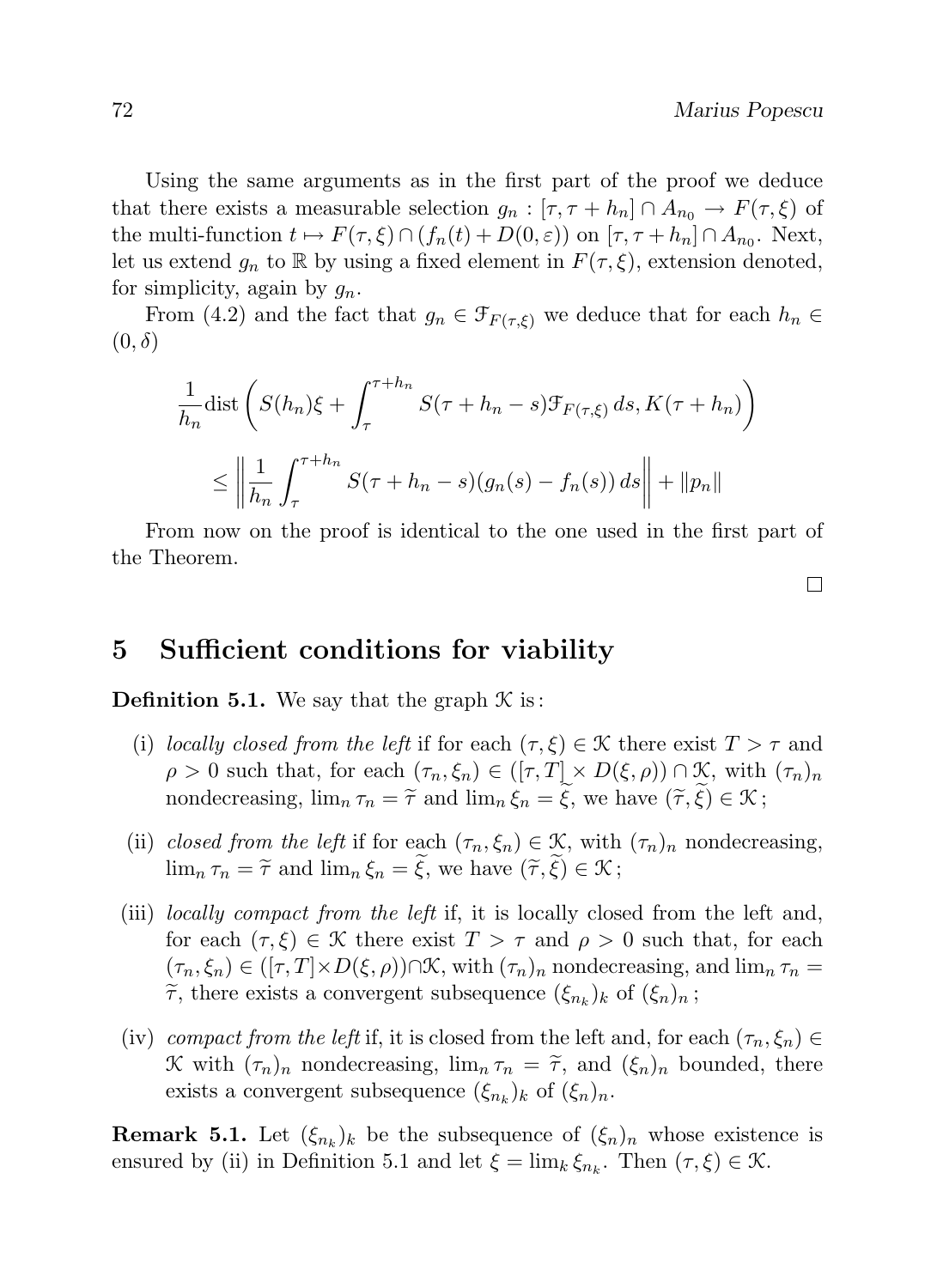Using the same arguments as in the first part of the proof we deduce that there exists a measurable selection $g_n : [\tau, \tau + h_n] \cap A_{n_0} \to F(\tau, \xi)$ of the multi-function $t \mapsto F(\tau, \xi) \cap (f_n(t) + D(0, \varepsilon))$ on $[\tau, \tau + h_n] \cap A_{n_0}$. Next, let us extend $g_n$ to $\mathbb{R}$ by using a fixed element in $F(\tau, \xi)$, extension denoted, for simplicity, again by $g_n$.

From (4.2) and the fact that $g_n \in \mathcal{F}_{F(\tau,\xi)}$ we deduce that for each $h_n \in (0, \delta)$

$$
\frac{1}{h_n} \mathrm{dist}\left( S(h_n)\xi + \int_{\tau}^{\tau+h_n} S(\tau + h_n - s)\mathcal{F}_{F(\tau,\xi)}\, ds, K(\tau + h_n) \right)
$$

$$
\leq \left\| \frac{1}{h_n} \int_{\tau}^{\tau+h_n} S(\tau + h_n - s)(g_n(s) - f_n(s))\, ds \right\| + \|p_n\|
$$

From now on the proof is identical to the one used in the first part of the Theorem.

□

## 5 Sufficient conditions for viability

**Definition 5.1.** We say that the graph $\mathcal{K}$ is:

- (i) *locally closed from the left* if for each $(\tau, \xi) \in \mathcal{K}$ there exist $T > \tau$ and $\rho > 0$ such that, for each $(\tau_n, \xi_n) \in ([\tau, T] \times D(\xi, \rho)) \cap \mathcal{K}$, with $(\tau_n)_n$ nondecreasing, $\lim_n \tau_n = \widetilde{\tau}$ and $\lim_n \xi_n = \widetilde{\xi}$, we have $(\widetilde{\tau}, \widetilde{\xi}) \in \mathcal{K}$;
- (ii) *closed from the left* if for each $(\tau_n, \xi_n) \in \mathcal{K}$, with $(\tau_n)_n$ nondecreasing, $\lim_n \tau_n = \widetilde{\tau}$ and $\lim_n \xi_n = \widetilde{\xi}$, we have $(\widetilde{\tau}, \widetilde{\xi}) \in \mathcal{K}$;
- (iii) *locally compact from the left* if, it is locally closed from the left and, for each $(\tau, \xi) \in \mathcal{K}$ there exist $T > \tau$ and $\rho > 0$ such that, for each $(\tau_n, \xi_n) \in ([\tau, T] \times D(\xi, \rho)) \cap \mathcal{K}$, with $(\tau_n)_n$ nondecreasing, and $\lim_n \tau_n = \widetilde{\tau}$, there exists a convergent subsequence $(\xi_{n_k})_k$ of $(\xi_n)_n$;
- (iv) *compact from the left* if, it is closed from the left and, for each $(\tau_n, \xi_n) \in \mathcal{K}$ with $(\tau_n)_n$ nondecreasing, $\lim_n \tau_n = \widetilde{\tau}$, and $(\xi_n)_n$ bounded, there exists a convergent subsequence $(\xi_{n_k})_k$ of $(\xi_n)_n$.

**Remark 5.1.** Let $(\xi_{n_k})_k$ be the subsequence of $(\xi_n)_n$ whose existence is ensured by (ii) in Definition 5.1 and let $\xi = \lim_k \xi_{n_k}$. Then $(\tau, \xi) \in \mathcal{K}$.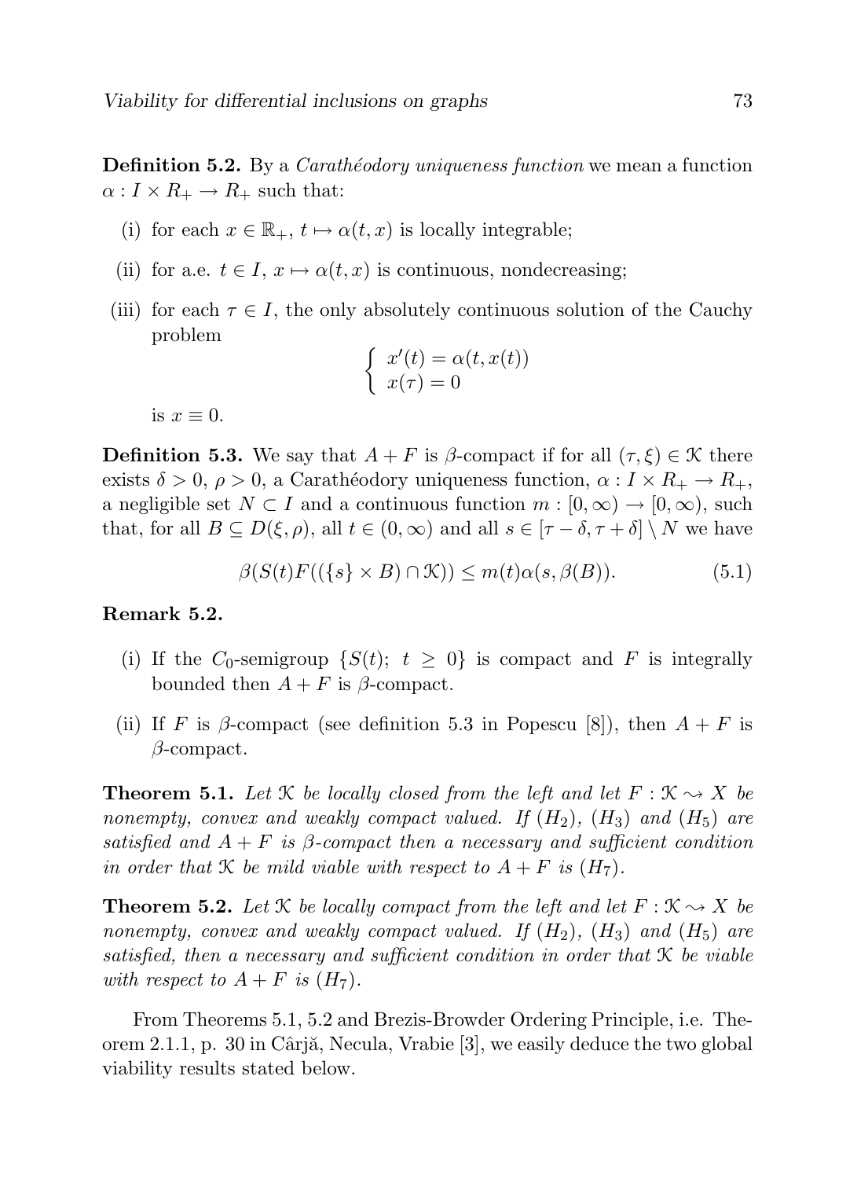**Definition 5.2.** By a *Carathéodory uniqueness function* we mean a function $\alpha : I \times R_+ \to R_+$ such that:

(i) for each $x \in \mathbb{R}_+$, $t \mapsto \alpha(t, x)$ is locally integrable;

(ii) for a.e. $t \in I$, $x \mapsto \alpha(t, x)$ is continuous, nondecreasing;

(iii) for each $\tau \in I$, the only absolutely continuous solution of the Cauchy problem

$$\begin{cases} x'(t) = \alpha(t, x(t)) \\ x(\tau) = 0 \end{cases}$$

is $x \equiv 0$.

**Definition 5.3.** We say that $A + F$ is $\beta$-compact if for all $(\tau, \xi) \in \mathcal{K}$ there exists $\delta > 0$, $\rho > 0$, a Carathéodory uniqueness function, $\alpha : I \times R_+ \to R_+$, a negligible set $N \subset I$ and a continuous function $m : [0, \infty) \to [0, \infty)$, such that, for all $B \subseteq D(\xi, \rho)$, all $t \in (0, \infty)$ and all $s \in [\tau - \delta, \tau + \delta] \setminus N$ we have

$$\beta(S(t)F((\{s\} \times B) \cap \mathcal{K})) \leq m(t)\alpha(s, \beta(B)). \tag{5.1}$$

**Remark 5.2.**

(i) If the $C_0$-semigroup $\{S(t);\ t \geq 0\}$ is compact and $F$ is integrally bounded then $A + F$ is $\beta$-compact.

(ii) If $F$ is $\beta$-compact (see definition 5.3 in Popescu [8]), then $A + F$ is $\beta$-compact.

**Theorem 5.1.** *Let $\mathcal{K}$ be locally closed from the left and let $F : \mathcal{K} \rightsquigarrow X$ be nonempty, convex and weakly compact valued. If $(H_2)$, $(H_3)$ and $(H_5)$ are satisfied and $A + F$ is $\beta$-compact then a necessary and sufficient condition in order that $\mathcal{K}$ be mild viable with respect to $A + F$ is $(H_7)$.*

**Theorem 5.2.** *Let $\mathcal{K}$ be locally compact from the left and let $F : \mathcal{K} \rightsquigarrow X$ be nonempty, convex and weakly compact valued. If $(H_2)$, $(H_3)$ and $(H_5)$ are satisfied, then a necessary and sufficient condition in order that $\mathcal{K}$ be viable with respect to $A + F$ is $(H_7)$.*

From Theorems 5.1, 5.2 and Brezis-Browder Ordering Principle, i.e. Theorem 2.1.1, p. 30 in Cârjă, Necula, Vrabie [3], we easily deduce the two global viability results stated below.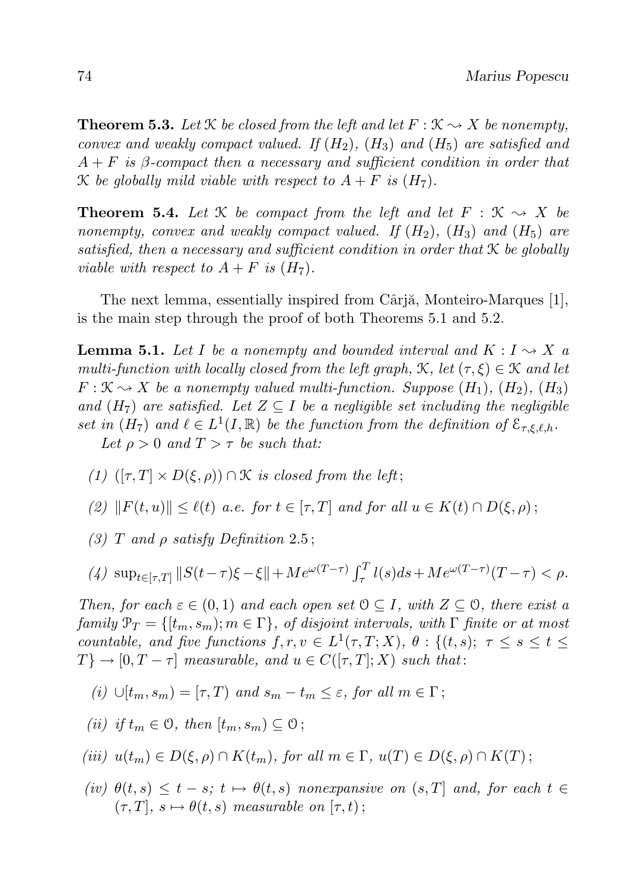**Theorem 5.3.** *Let $\mathcal{K}$ be closed from the left and let $F : \mathcal{K} \rightsquigarrow X$ be nonempty, convex and weakly compact valued. If $(H_2)$, $(H_3)$ and $(H_5)$ are satisfied and $A + F$ is $\beta$-compact then a necessary and sufficient condition in order that $\mathcal{K}$ be globally mild viable with respect to $A + F$ is $(H_7)$.*

**Theorem 5.4.** *Let $\mathcal{K}$ be compact from the left and let $F : \mathcal{K} \rightsquigarrow X$ be nonempty, convex and weakly compact valued. If $(H_2)$, $(H_3)$ and $(H_5)$ are satisfied, then a necessary and sufficient condition in order that $\mathcal{K}$ be globally viable with respect to $A + F$ is $(H_7)$.*

The next lemma, essentially inspired from Cârjă, Monteiro-Marques [1], is the main step through the proof of both Theorems 5.1 and 5.2.

**Lemma 5.1.** *Let $I$ be a nonempty and bounded interval and $K : I \rightsquigarrow X$ a multi-function with locally closed from the left graph, $\mathcal{K}$, let $(\tau, \xi) \in \mathcal{K}$ and let $F : \mathcal{K} \rightsquigarrow X$ be a nonempty valued multi-function. Suppose $(H_1)$, $(H_2)$, $(H_3)$ and $(H_7)$ are satisfied. Let $Z \subseteq I$ be a negligible set including the negligible set in $(H_7)$ and $\ell \in L^1(I, \mathbb{R})$ be the function from the definition of $\mathcal{E}_{\tau,\xi,\ell,h}$.*

*Let $\rho > 0$ and $T > \tau$ be such that:*

*(1) $([\tau, T] \times D(\xi, \rho)) \cap \mathcal{K}$ is closed from the left;*

*(2) $\|F(t, u)\| \leq \ell(t)$ a.e. for $t \in [\tau, T]$ and for all $u \in K(t) \cap D(\xi, \rho)$;*

*(3) $T$ and $\rho$ satisfy Definition 2.5;*

*(4) $\sup_{t\in[\tau,T]} \|S(t-\tau)\xi - \xi\| + Me^{\omega(T-\tau)} \int_\tau^T l(s)ds + Me^{\omega(T-\tau)}(T-\tau) < \rho$.*

*Then, for each $\varepsilon \in (0, 1)$ and each open set $\mathcal{O} \subseteq I$, with $Z \subseteq \mathcal{O}$, there exist a family $\mathcal{P}_T = \{[t_m, s_m); m \in \Gamma\}$, of disjoint intervals, with $\Gamma$ finite or at most countable, and five functions $f, r, v \in L^1(\tau, T; X)$, $\theta : \{(t, s);\ \tau \leq s \leq t \leq T\} \to [0, T - \tau]$ measurable, and $u \in C([\tau, T]; X)$ such that:*

*(i) $\cup[t_m, s_m) = [\tau, T)$ and $s_m - t_m \leq \varepsilon$, for all $m \in \Gamma$;*

*(ii) if $t_m \in \mathcal{O}$, then $[t_m, s_m) \subseteq \mathcal{O}$;*

*(iii) $u(t_m) \in D(\xi, \rho) \cap K(t_m)$, for all $m \in \Gamma$, $u(T) \in D(\xi, \rho) \cap K(T)$;*

*(iv) $\theta(t, s) \leq t - s$; $t \mapsto \theta(t, s)$ nonexpansive on $(s, T]$ and, for each $t \in (\tau, T]$, $s \mapsto \theta(t, s)$ measurable on $[\tau, t)$;*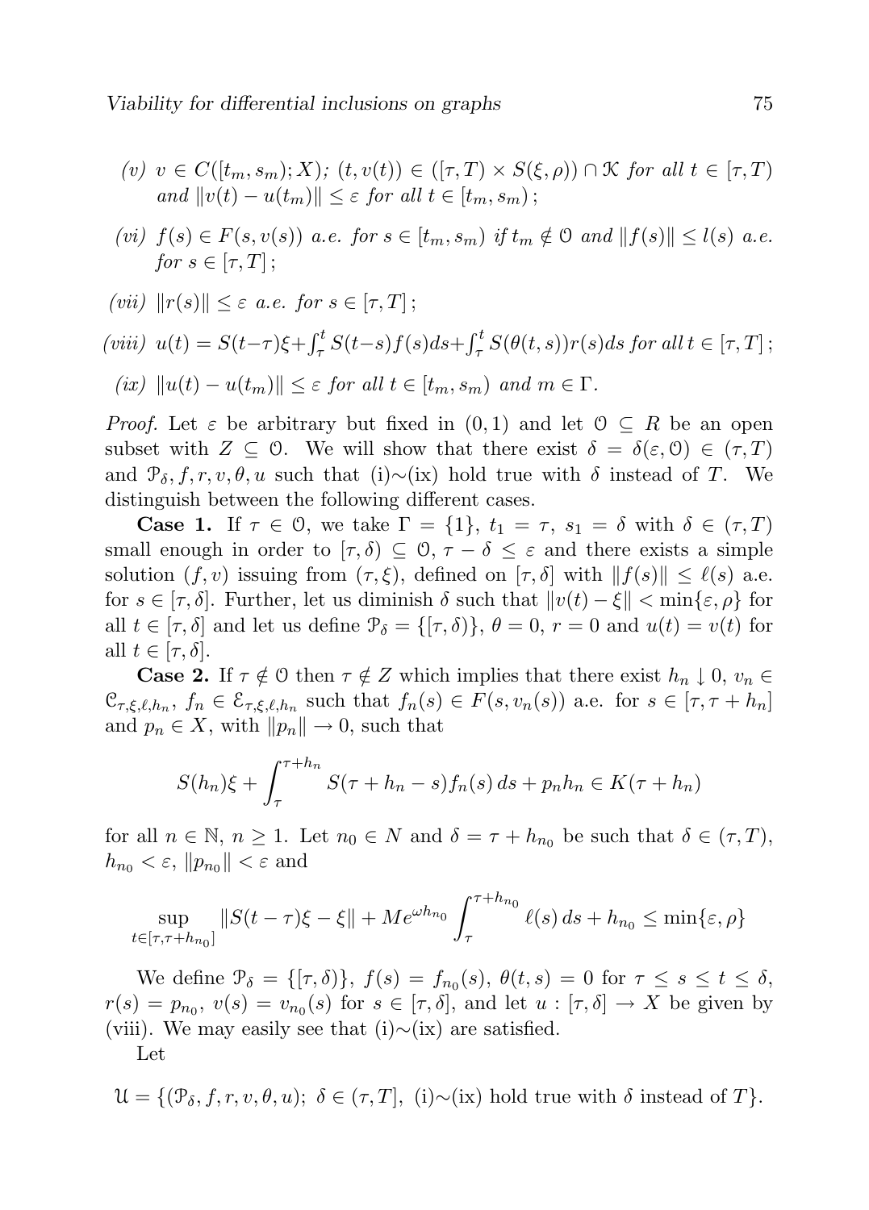(v) $v \in C([t_m, s_m); X)$; $(t, v(t)) \in ([\tau, T) \times S(\xi, \rho)) \cap \mathcal{K}$ for all $t \in [\tau, T)$ and $\|v(t) - u(t_m)\| \leq \varepsilon$ for all $t \in [t_m, s_m)$ ;

(vi) $f(s) \in F(s, v(s))$ a.e. for $s \in [t_m, s_m)$ if $t_m \notin \mathcal{O}$ and $\|f(s)\| \leq l(s)$ a.e. for $s \in [\tau, T]$ ;

(vii) $\|r(s)\| \leq \varepsilon$ a.e. for $s \in [\tau, T]$ ;

(viii) $u(t) = S(t-\tau)\xi + \int_\tau^t S(t-s)f(s)ds + \int_\tau^t S(\theta(t,s))r(s)ds$ for all $t \in [\tau, T]$ ;

(ix) $\|u(t) - u(t_m)\| \leq \varepsilon$ for all $t \in [t_m, s_m)$ and $m \in \Gamma$.

*Proof.* Let $\varepsilon$ be arbitrary but fixed in $(0, 1)$ and let $\mathcal{O} \subseteq R$ be an open subset with $Z \subseteq \mathcal{O}$. We will show that there exist $\delta = \delta(\varepsilon, \mathcal{O}) \in (\tau, T)$ and $\mathcal{P}_\delta, f, r, v, \theta, u$ such that (i)$\sim$(ix) hold true with $\delta$ instead of $T$. We distinguish between the following different cases.

**Case 1.** If $\tau \in \mathcal{O}$, we take $\Gamma = \{1\}$, $t_1 = \tau$, $s_1 = \delta$ with $\delta \in (\tau, T)$ small enough in order to $[\tau, \delta) \subseteq \mathcal{O}$, $\tau - \delta \leq \varepsilon$ and there exists a simple solution $(f, v)$ issuing from $(\tau, \xi)$, defined on $[\tau, \delta]$ with $\|f(s)\| \leq \ell(s)$ a.e. for $s \in [\tau, \delta]$. Further, let us diminish $\delta$ such that $\|v(t) - \xi\| < \min\{\varepsilon, \rho\}$ for all $t \in [\tau, \delta]$ and let us define $\mathcal{P}_\delta = \{[\tau, \delta)\}$, $\theta = 0$, $r = 0$ and $u(t) = v(t)$ for all $t \in [\tau, \delta]$.

**Case 2.** If $\tau \notin \mathcal{O}$ then $\tau \notin Z$ which implies that there exist $h_n \downarrow 0$, $v_n \in \mathcal{C}_{\tau,\xi,\ell,h_n}$, $f_n \in \mathcal{E}_{\tau,\xi,\ell,h_n}$ such that $f_n(s) \in F(s, v_n(s))$ a.e. for $s \in [\tau, \tau + h_n]$ and $p_n \in X$, with $\|p_n\| \to 0$, such that

$$S(h_n)\xi + \int_\tau^{\tau+h_n} S(\tau + h_n - s)f_n(s)\,ds + p_n h_n \in K(\tau + h_n)$$

for all $n \in \mathbb{N}$, $n \geq 1$. Let $n_0 \in N$ and $\delta = \tau + h_{n_0}$ be such that $\delta \in (\tau, T)$, $h_{n_0} < \varepsilon$, $\|p_{n_0}\| < \varepsilon$ and

$$\sup_{t \in [\tau, \tau+h_{n_0}]} \|S(t-\tau)\xi - \xi\| + Me^{\omega h_{n_0}} \int_\tau^{\tau+h_{n_0}} \ell(s)\,ds + h_{n_0} \leq \min\{\varepsilon, \rho\}$$

We define $\mathcal{P}_\delta = \{[\tau, \delta)\}$, $f(s) = f_{n_0}(s)$, $\theta(t,s) = 0$ for $\tau \leq s \leq t \leq \delta$, $r(s) = p_{n_0}$, $v(s) = v_{n_0}(s)$ for $s \in [\tau, \delta]$, and let $u : [\tau, \delta] \to X$ be given by (viii). We may easily see that (i)$\sim$(ix) are satisfied.

Let

$$\mathcal{U} = \{(\mathcal{P}_\delta, f, r, v, \theta, u);\ \delta \in (\tau, T],\ \text{(i)}\sim\text{(ix) hold true with } \delta \text{ instead of } T\}.$$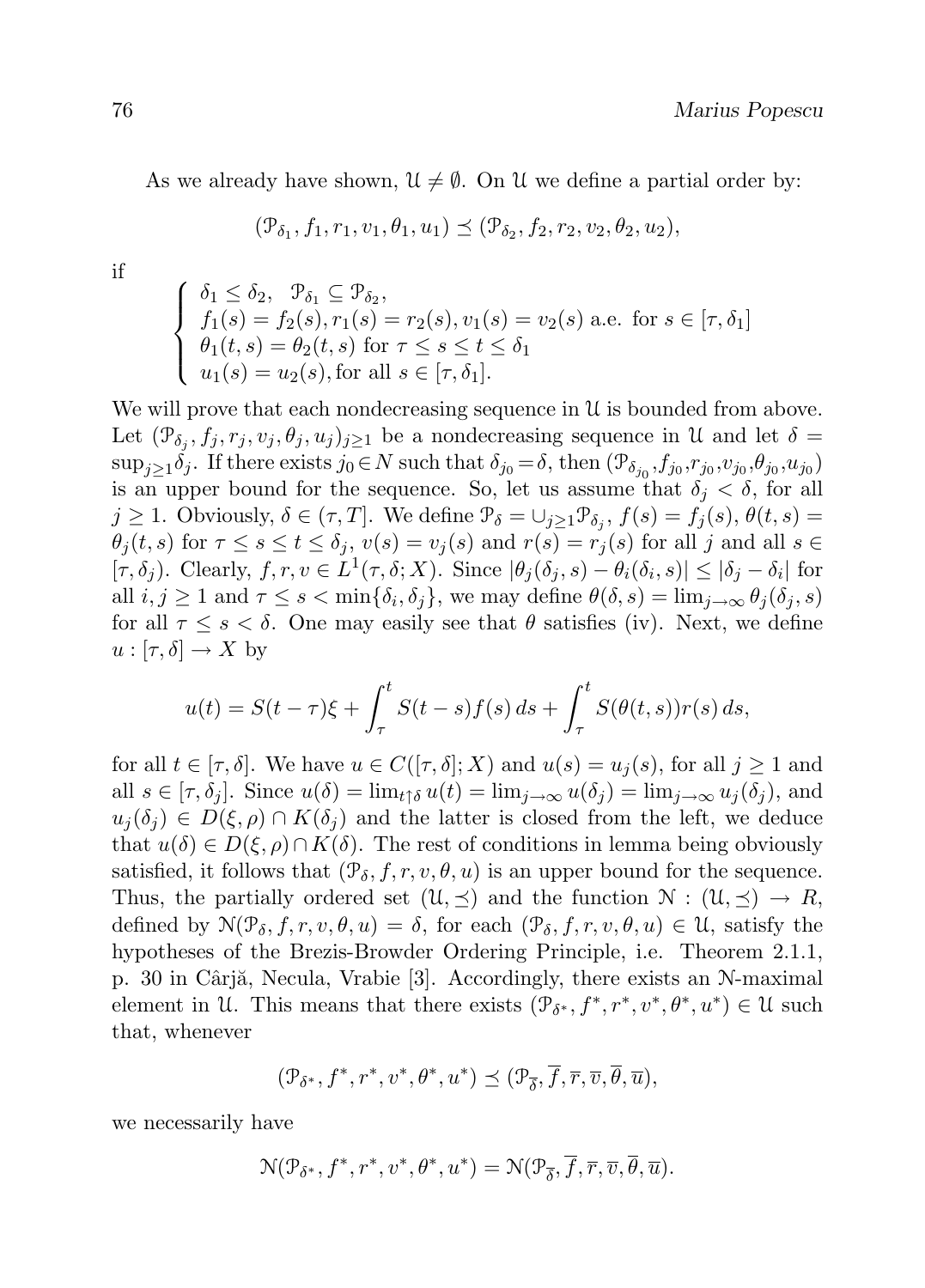As we already have shown, $\mathcal{U} \neq \emptyset$. On $\mathcal{U}$ we define a partial order by:

$$(\mathcal{P}_{\delta_1}, f_1, r_1, v_1, \theta_1, u_1) \preceq (\mathcal{P}_{\delta_2}, f_2, r_2, v_2, \theta_2, u_2),$$

if

$$\begin{cases} \delta_1 \leq \delta_2, \quad \mathcal{P}_{\delta_1} \subseteq \mathcal{P}_{\delta_2}, \\ f_1(s) = f_2(s), r_1(s) = r_2(s), v_1(s) = v_2(s) \text{ a.e. for } s \in [\tau, \delta_1] \\ \theta_1(t,s) = \theta_2(t,s) \text{ for } \tau \leq s \leq t \leq \delta_1 \\ u_1(s) = u_2(s), \text{for all } s \in [\tau, \delta_1]. \end{cases}$$

We will prove that each nondecreasing sequence in $\mathcal{U}$ is bounded from above. Let $(\mathcal{P}_{\delta_j}, f_j, r_j, v_j, \theta_j, u_j)_{j \geq 1}$ be a nondecreasing sequence in $\mathcal{U}$ and let $\delta = \sup_{j \geq 1} \delta_j$. If there exists $j_0 \in N$ such that $\delta_{j_0} = \delta$, then $(\mathcal{P}_{\delta_{j_0}}, f_{j_0}, r_{j_0}, v_{j_0}, \theta_{j_0}, u_{j_0})$ is an upper bound for the sequence. So, let us assume that $\delta_j < \delta$, for all $j \geq 1$. Obviously, $\delta \in (\tau, T]$. We define $\mathcal{P}_\delta = \cup_{j \geq 1} \mathcal{P}_{\delta_j}$, $f(s) = f_j(s)$, $\theta(t,s) = \theta_j(t,s)$ for $\tau \leq s \leq t \leq \delta_j$, $v(s) = v_j(s)$ and $r(s) = r_j(s)$ for all $j$ and all $s \in [\tau, \delta_j)$. Clearly, $f, r, v \in L^1(\tau, \delta; X)$. Since $|\theta_j(\delta_j, s) - \theta_i(\delta_i, s)| \leq |\delta_j - \delta_i|$ for all $i, j \geq 1$ and $\tau \leq s < \min\{\delta_i, \delta_j\}$, we may define $\theta(\delta, s) = \lim_{j \to \infty} \theta_j(\delta_j, s)$ for all $\tau \leq s < \delta$. One may easily see that $\theta$ satisfies (iv). Next, we define $u : [\tau, \delta] \to X$ by

$$u(t) = S(t - \tau)\xi + \int_\tau^t S(t-s) f(s)\, ds + \int_\tau^t S(\theta(t,s)) r(s)\, ds,$$

for all $t \in [\tau, \delta]$. We have $u \in C([\tau, \delta]; X)$ and $u(s) = u_j(s)$, for all $j \geq 1$ and all $s \in [\tau, \delta_j]$. Since $u(\delta) = \lim_{t \uparrow \delta} u(t) = \lim_{j \to \infty} u(\delta_j) = \lim_{j \to \infty} u_j(\delta_j)$, and $u_j(\delta_j) \in D(\xi, \rho) \cap K(\delta_j)$ and the latter is closed from the left, we deduce that $u(\delta) \in D(\xi, \rho) \cap K(\delta)$. The rest of conditions in lemma being obviously satisfied, it follows that $(\mathcal{P}_\delta, f, r, v, \theta, u)$ is an upper bound for the sequence. Thus, the partially ordered set $(\mathcal{U}, \preceq)$ and the function $\mathcal{N} : (\mathcal{U}, \preceq) \to R$, defined by $\mathcal{N}(\mathcal{P}_\delta, f, r, v, \theta, u) = \delta$, for each $(\mathcal{P}_\delta, f, r, v, \theta, u) \in \mathcal{U}$, satisfy the hypotheses of the Brezis-Browder Ordering Principle, i.e. Theorem 2.1.1, p. 30 in Cârjă, Necula, Vrabie [3]. Accordingly, there exists an $\mathcal{N}$-maximal element in $\mathcal{U}$. This means that there exists $(\mathcal{P}_{\delta^*}, f^*, r^*, v^*, \theta^*, u^*) \in \mathcal{U}$ such that, whenever

$$(\mathcal{P}_{\delta^*}, f^*, r^*, v^*, \theta^*, u^*) \preceq (\mathcal{P}_{\overline{\delta}}, \overline{f}, \overline{r}, \overline{v}, \overline{\theta}, \overline{u}),$$

we necessarily have

$$\mathcal{N}(\mathcal{P}_{\delta^*}, f^*, r^*, v^*, \theta^*, u^*) = \mathcal{N}(\mathcal{P}_{\overline{\delta}}, \overline{f}, \overline{r}, \overline{v}, \overline{\theta}, \overline{u}).$$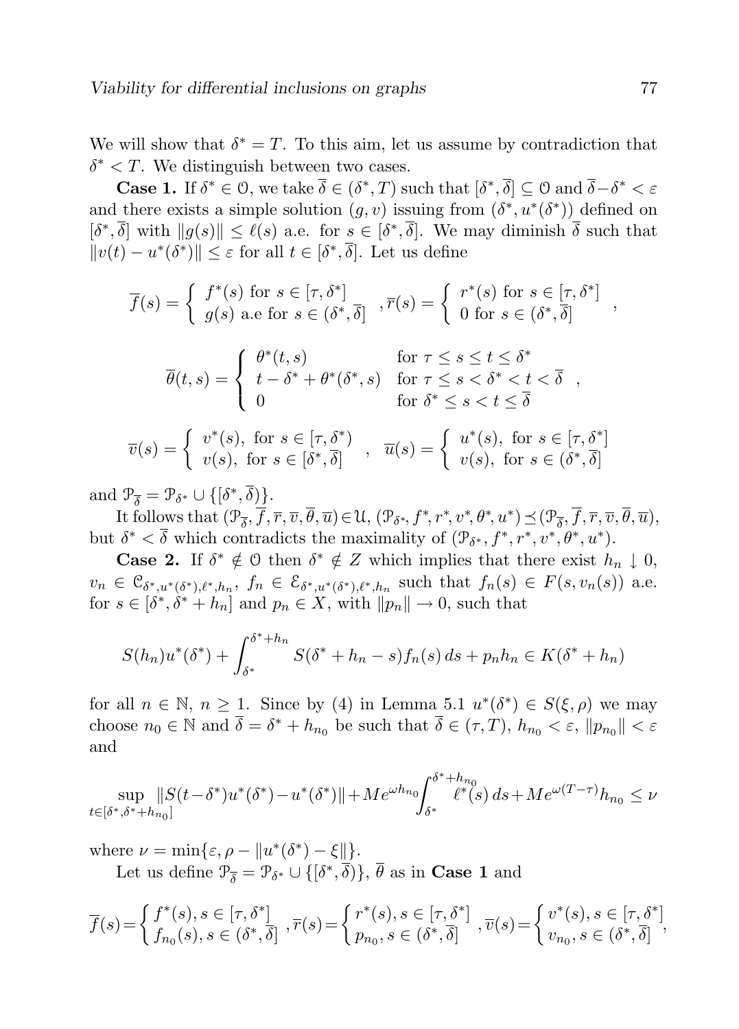We will show that $\delta^* = T$. To this aim, let us assume by contradiction that $\delta^* < T$. We distinguish between two cases.

**Case 1.** If $\delta^* \in \mathcal{O}$, we take $\overline{\delta} \in (\delta^*, T)$ such that $[\delta^*, \overline{\delta}] \subseteq \mathcal{O}$ and $\overline{\delta} - \delta^* < \varepsilon$ and there exists a simple solution $(g, v)$ issuing from $(\delta^*, u^*(\delta^*))$ defined on $[\delta^*, \overline{\delta}]$ with $\|g(s)\| \leq \ell(s)$ a.e. for $s \in [\delta^*, \overline{\delta}]$. We may diminish $\overline{\delta}$ such that $\|v(t) - u^*(\delta^*)\| \leq \varepsilon$ for all $t \in [\delta^*, \overline{\delta}]$. Let us define

$$\overline{f}(s) = \begin{cases} f^*(s) \text{ for } s \in [\tau, \delta^*] \\ g(s) \text{ a.e for } s \in (\delta^*, \overline{\delta}] \end{cases}, \overline{r}(s) = \begin{cases} r^*(s) \text{ for } s \in [\tau, \delta^*] \\ 0 \text{ for } s \in (\delta^*, \overline{\delta}] \end{cases},$$

$$\overline{\theta}(t, s) = \begin{cases} \theta^*(t, s) & \text{for } \tau \leq s \leq t \leq \delta^* \\ t - \delta^* + \theta^*(\delta^*, s) & \text{for } \tau \leq s < \delta^* < t < \overline{\delta} \\ 0 & \text{for } \delta^* \leq s < t \leq \overline{\delta} \end{cases},$$

$$\overline{v}(s) = \begin{cases} v^*(s), \text{ for } s \in [\tau, \delta^*) \\ v(s), \text{ for } s \in [\delta^*, \overline{\delta}] \end{cases}, \quad \overline{u}(s) = \begin{cases} u^*(s), \text{ for } s \in [\tau, \delta^*] \\ v(s), \text{ for } s \in (\delta^*, \overline{\delta}] \end{cases}$$

and $\mathcal{P}_{\overline{\delta}} = \mathcal{P}_{\delta^*} \cup \{[\delta^*, \overline{\delta})\}$.

It follows that $(\mathcal{P}_{\overline{\delta}}, \overline{f}, \overline{r}, \overline{v}, \overline{\theta}, \overline{u}) \in \mathcal{U}$, $(\mathcal{P}_{\delta^*}, f^*, r^*, v^*, \theta^*, u^*) \preceq (\mathcal{P}_{\overline{\delta}}, \overline{f}, \overline{r}, \overline{v}, \overline{\theta}, \overline{u})$, but $\delta^* < \overline{\delta}$ which contradicts the maximality of $(\mathcal{P}_{\delta^*}, f^*, r^*, v^*, \theta^*, u^*)$.

**Case 2.** If $\delta^* \notin \mathcal{O}$ then $\delta^* \notin Z$ which implies that there exist $h_n \downarrow 0$, $v_n \in \mathcal{C}_{\delta^*, u^*(\delta^*), \ell^*, h_n}$, $f_n \in \mathcal{E}_{\delta^*, u^*(\delta^*), \ell^*, h_n}$ such that $f_n(s) \in F(s, v_n(s))$ a.e. for $s \in [\delta^*, \delta^* + h_n]$ and $p_n \in X$, with $\|p_n\| \to 0$, such that

$$S(h_n)u^*(\delta^*) + \int_{\delta^*}^{\delta^* + h_n} S(\delta^* + h_n - s) f_n(s)\, ds + p_n h_n \in K(\delta^* + h_n)$$

for all $n \in \mathbb{N}$, $n \geq 1$. Since by (4) in Lemma 5.1 $u^*(\delta^*) \in S(\xi, \rho)$ we may choose $n_0 \in \mathbb{N}$ and $\overline{\delta} = \delta^* + h_{n_0}$ be such that $\overline{\delta} \in (\tau, T)$, $h_{n_0} < \varepsilon$, $\|p_{n_0}\| < \varepsilon$ and

$$\sup_{t \in [\delta^*, \delta^* + h_{n_0}]} \|S(t - \delta^*)u^*(\delta^*) - u^*(\delta^*)\| + Me^{\omega h_{n_0}} \int_{\delta^*}^{\delta^* + h_{n_0}} \ell^*(s)\, ds + Me^{\omega(T - \tau)} h_{n_0} \leq \nu$$

where $\nu = \min\{\varepsilon, \rho - \|u^*(\delta^*) - \xi\|\}$.

Let us define $\mathcal{P}_{\overline{\delta}} = \mathcal{P}_{\delta^*} \cup \{[\delta^*, \overline{\delta})\}$, $\overline{\theta}$ as in **Case 1** and

$$\overline{f}(s) = \begin{cases} f^*(s), s \in [\tau, \delta^*] \\ f_{n_0}(s), s \in (\delta^*, \overline{\delta}] \end{cases}, \overline{r}(s) = \begin{cases} r^*(s), s \in [\tau, \delta^*] \\ p_{n_0}, s \in (\delta^*, \overline{\delta}] \end{cases}, \overline{v}(s) = \begin{cases} v^*(s), s \in [\tau, \delta^*] \\ v_{n_0}, s \in (\delta^*, \overline{\delta}] \end{cases},$$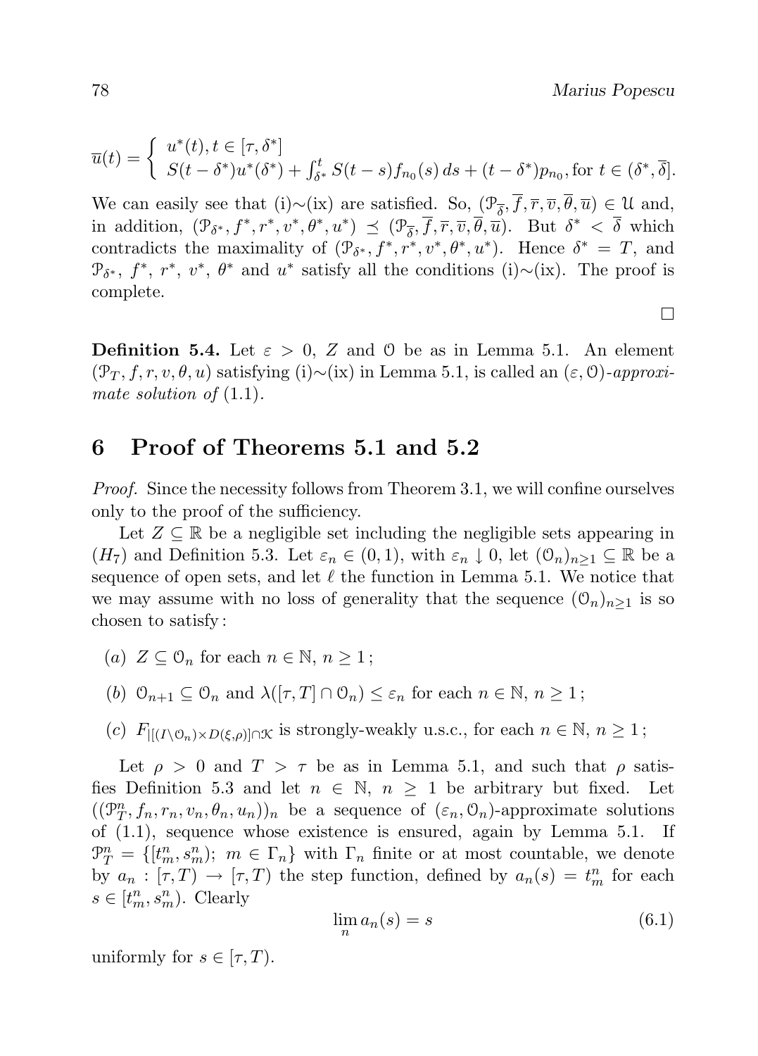$$\overline{u}(t) = \begin{cases} u^*(t), t \in [\tau, \delta^*] \\ S(t-\delta^*)u^*(\delta^*) + \int_{\delta^*}^t S(t-s) f_{n_0}(s)\, ds + (t-\delta^*) p_{n_0}, \text{for } t \in (\delta^*, \overline{\delta}]. \end{cases}$$

We can easily see that (i)∼(ix) are satisfied. So, $(\mathcal{P}_{\overline{\delta}}, \overline{f}, \overline{r}, \overline{v}, \overline{\theta}, \overline{u}) \in \mathcal{U}$ and, in addition, $(\mathcal{P}_{\delta^*}, f^*, r^*, v^*, \theta^*, u^*) \preceq (\mathcal{P}_{\overline{\delta}}, \overline{f}, \overline{r}, \overline{v}, \overline{\theta}, \overline{u})$. But $\delta^* < \overline{\delta}$ which contradicts the maximality of $(\mathcal{P}_{\delta^*}, f^*, r^*, v^*, \theta^*, u^*)$. Hence $\delta^* = T$, and $\mathcal{P}_{\delta^*}$, $f^*$, $r^*$, $v^*$, $\theta^*$ and $u^*$ satisfy all the conditions (i)∼(ix). The proof is complete.

□

**Definition 5.4.** Let $\varepsilon > 0$, $Z$ and $\mathcal{O}$ be as in Lemma 5.1. An element $(\mathcal{P}_T, f, r, v, \theta, u)$ satisfying (i)∼(ix) in Lemma 5.1, is called an $(\varepsilon, \mathcal{O})$-*approximate solution of* (1.1).

## 6 Proof of Theorems 5.1 and 5.2

*Proof.* Since the necessity follows from Theorem 3.1, we will confine ourselves only to the proof of the sufficiency.

Let $Z \subseteq \mathbb{R}$ be a negligible set including the negligible sets appearing in $(H_7)$ and Definition 5.3. Let $\varepsilon_n \in (0,1)$, with $\varepsilon_n \downarrow 0$, let $(\mathcal{O}_n)_{n\geq 1} \subseteq \mathbb{R}$ be a sequence of open sets, and let $\ell$ the function in Lemma 5.1. We notice that we may assume with no loss of generality that the sequence $(\mathcal{O}_n)_{n\geq 1}$ is so chosen to satisfy :

- $(a)$ $Z \subseteq \mathcal{O}_n$ for each $n \in \mathbb{N}$, $n \geq 1$ ;
- $(b)$ $\mathcal{O}_{n+1} \subseteq \mathcal{O}_n$ and $\lambda([\tau, T] \cap \mathcal{O}_n) \leq \varepsilon_n$ for each $n \in \mathbb{N}$, $n \geq 1$ ;
- $(c)$ $F_{|[(I\setminus \mathcal{O}_n)\times D(\xi,\rho)]\cap \mathcal{K}}$ is strongly-weakly u.s.c., for each $n \in \mathbb{N}$, $n \geq 1$ ;

Let $\rho > 0$ and $T > \tau$ be as in Lemma 5.1, and such that $\rho$ satisfies Definition 5.3 and let $n \in \mathbb{N}$, $n \geq 1$ be arbitrary but fixed. Let $((\mathcal{P}_T^n, f_n, r_n, v_n, \theta_n, u_n))_n$ be a sequence of $(\varepsilon_n, \mathcal{O}_n)$-approximate solutions of (1.1), sequence whose existence is ensured, again by Lemma 5.1. If $\mathcal{P}_T^n = \{[t_m^n, s_m^n);\ m \in \Gamma_n\}$ with $\Gamma_n$ finite or at most countable, we denote by $a_n : [\tau, T) \to [\tau, T)$ the step function, defined by $a_n(s) = t_m^n$ for each $s \in [t_m^n, s_m^n)$. Clearly

$$\lim_n a_n(s) = s \tag{6.1}$$

uniformly for $s \in [\tau, T)$.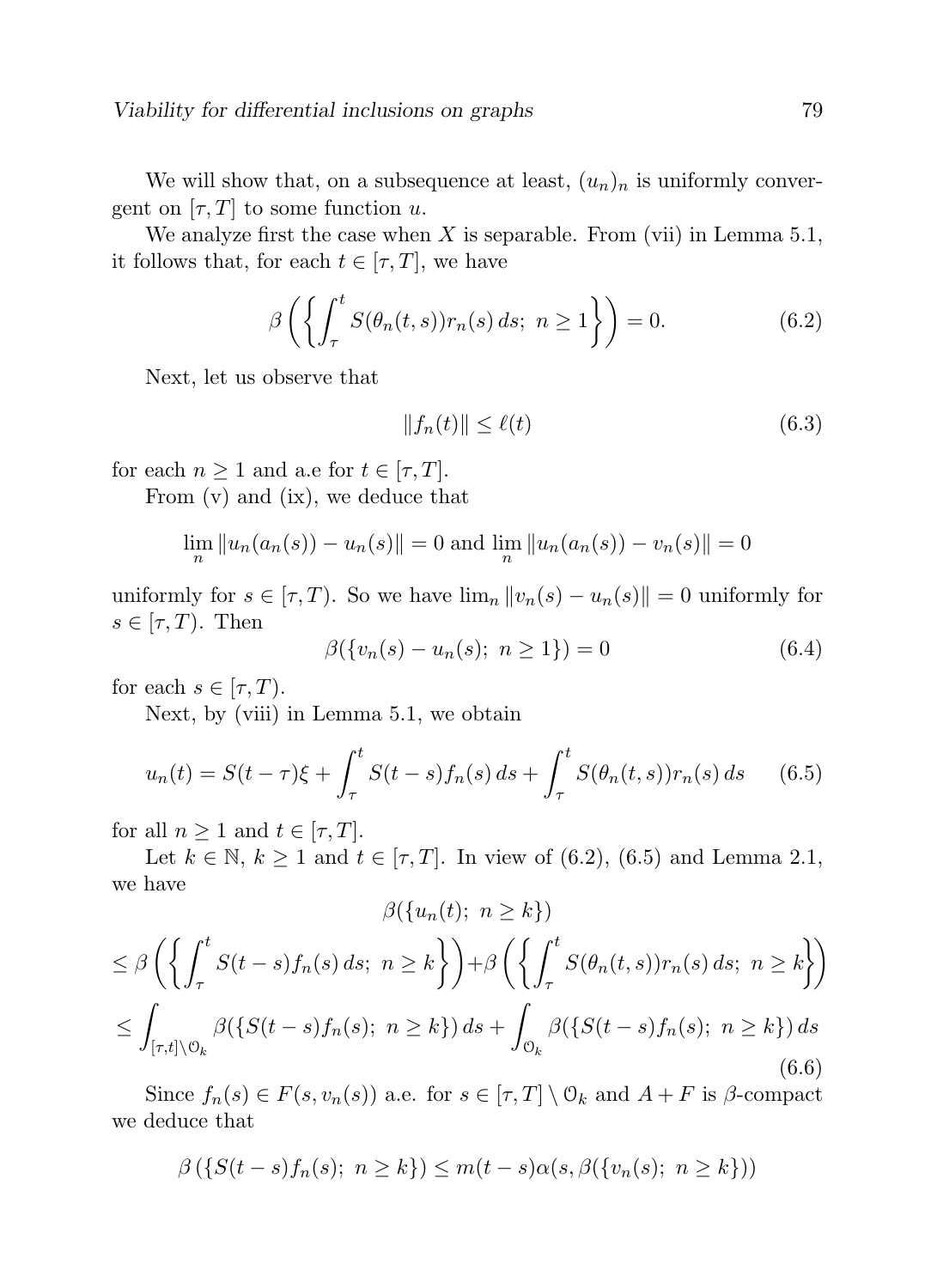We will show that, on a subsequence at least, $(u_n)_n$ is uniformly convergent on $[\tau, T]$ to some function $u$.

We analyze first the case when $X$ is separable. From (vii) in Lemma 5.1, it follows that, for each $t \in [\tau, T]$, we have

$$\beta\left(\left\{\int_\tau^t S(\theta_n(t,s))r_n(s)\,ds;\ n \geq 1\right\}\right) = 0. \tag{6.2}$$

Next, let us observe that

$$\|f_n(t)\| \leq \ell(t) \tag{6.3}$$

for each $n \geq 1$ and a.e for $t \in [\tau, T]$.

From (v) and (ix), we deduce that

$$\lim_n \|u_n(a_n(s)) - u_n(s)\| = 0 \text{ and } \lim_n \|u_n(a_n(s)) - v_n(s)\| = 0$$

uniformly for $s \in [\tau, T)$. So we have $\lim_n \|v_n(s) - u_n(s)\| = 0$ uniformly for $s \in [\tau, T)$. Then

$$\beta(\{v_n(s) - u_n(s);\ n \geq 1\}) = 0 \tag{6.4}$$

for each $s \in [\tau, T)$.

Next, by (viii) in Lemma 5.1, we obtain

$$u_n(t) = S(t-\tau)\xi + \int_\tau^t S(t-s)f_n(s)\,ds + \int_\tau^t S(\theta_n(t,s))r_n(s)\,ds \tag{6.5}$$

for all $n \geq 1$ and $t \in [\tau, T]$.

Let $k \in \mathbb{N}$, $k \geq 1$ and $t \in [\tau, T]$. In view of (6.2), (6.5) and Lemma 2.1, we have

$$\begin{aligned}
&\beta(\{u_n(t);\ n \geq k\}) \\
&\leq \beta\left(\left\{\int_\tau^t S(t-s)f_n(s)\,ds;\ n \geq k\right\}\right) + \beta\left(\left\{\int_\tau^t S(\theta_n(t,s))r_n(s)\,ds;\ n \geq k\right\}\right) \\
&\leq \int_{[\tau,t]\setminus \mathcal{O}_k} \beta(\{S(t-s)f_n(s);\ n \geq k\})\,ds + \int_{\mathcal{O}_k} \beta(\{S(t-s)f_n(s);\ n \geq k\})\,ds
\end{aligned} \tag{6.6}$$

Since $f_n(s) \in F(s, v_n(s))$ a.e. for $s \in [\tau, T] \setminus \mathcal{O}_k$ and $A + F$ is $\beta$-compact we deduce that

$$\beta\left(\{S(t-s)f_n(s);\ n \geq k\}\right) \leq m(t-s)\alpha(s, \beta(\{v_n(s);\ n \geq k\}))$$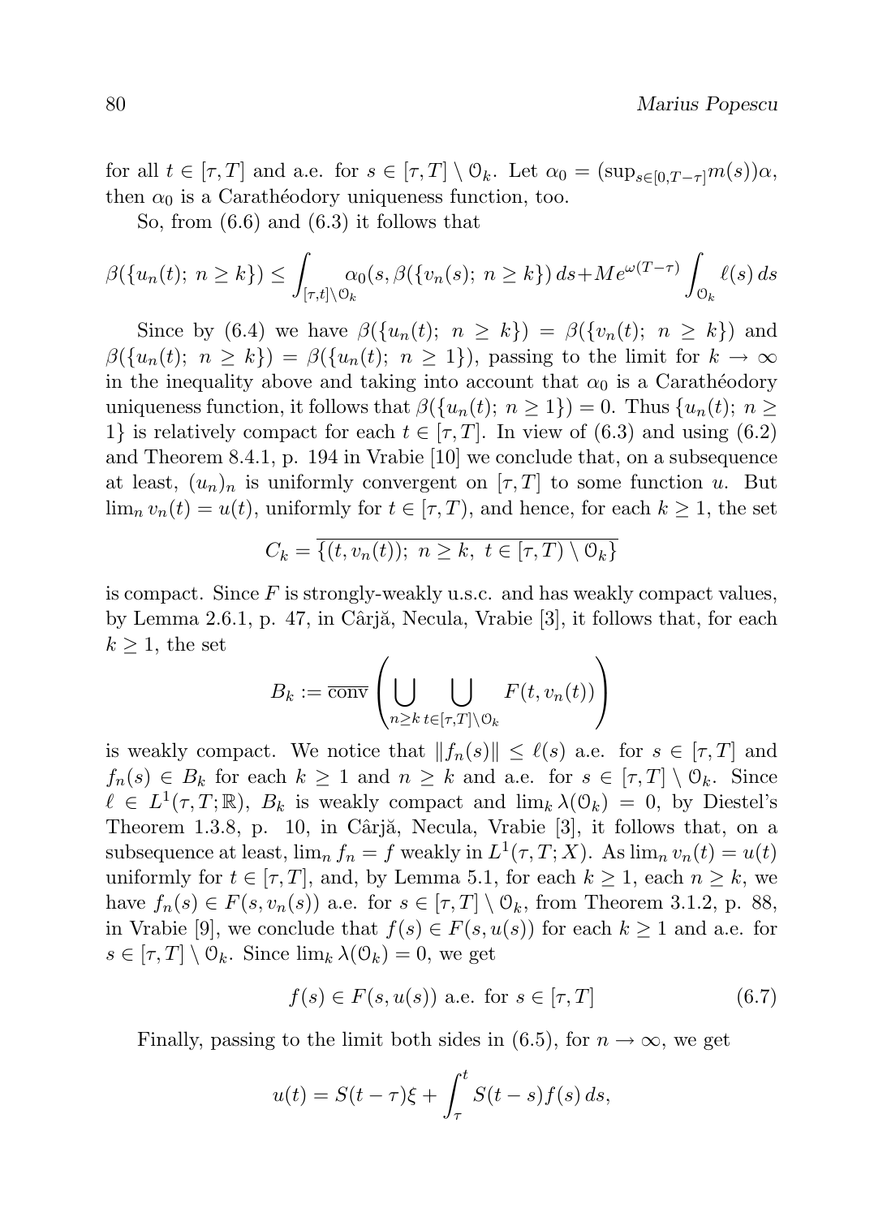for all $t \in [\tau, T]$ and a.e. for $s \in [\tau, T] \setminus \mathcal{O}_k$. Let $\alpha_0 = (\sup_{s\in[0,T-\tau]} m(s))\alpha$, then $\alpha_0$ is a Carathéodory uniqueness function, too.

So, from (6.6) and (6.3) it follows that

$$\beta(\{u_n(t);\ n \geq k\}) \leq \int_{[\tau,t]\setminus\mathcal{O}_k} \alpha_0(s, \beta(\{v_n(s);\ n \geq k\})\, ds + Me^{\omega(T-\tau)} \int_{\mathcal{O}_k} \ell(s)\, ds$$

Since by (6.4) we have $\beta(\{u_n(t);\ n \geq k\}) = \beta(\{v_n(t);\ n \geq k\})$ and $\beta(\{u_n(t);\ n \geq k\}) = \beta(\{u_n(t);\ n \geq 1\})$, passing to the limit for $k \to \infty$ in the inequality above and taking into account that $\alpha_0$ is a Carathéodory uniqueness function, it follows that $\beta(\{u_n(t);\ n \geq 1\}) = 0$. Thus $\{u_n(t);\ n \geq 1\}$ is relatively compact for each $t \in [\tau, T]$. In view of (6.3) and using (6.2) and Theorem 8.4.1, p. 194 in Vrabie [10] we conclude that, on a subsequence at least, $(u_n)_n$ is uniformly convergent on $[\tau, T]$ to some function $u$. But $\lim_n v_n(t) = u(t)$, uniformly for $t \in [\tau, T)$, and hence, for each $k \geq 1$, the set

$$C_k = \overline{\{(t, v_n(t));\ n \geq k,\ t \in [\tau, T) \setminus \mathcal{O}_k\}}$$

is compact. Since $F$ is strongly-weakly u.s.c. and has weakly compact values, by Lemma 2.6.1, p. 47, in Cârjă, Necula, Vrabie [3], it follows that, for each $k \geq 1$, the set

$$B_k := \overline{\text{conv}}\left(\bigcup_{n\geq k} \bigcup_{t\in[\tau,T]\setminus\mathcal{O}_k} F(t, v_n(t))\right)$$

is weakly compact. We notice that $\|f_n(s)\| \leq \ell(s)$ a.e. for $s \in [\tau, T]$ and $f_n(s) \in B_k$ for each $k \geq 1$ and $n \geq k$ and a.e. for $s \in [\tau, T] \setminus \mathcal{O}_k$. Since $\ell \in L^1(\tau, T; \mathbb{R})$, $B_k$ is weakly compact and $\lim_k \lambda(\mathcal{O}_k) = 0$, by Diestel's Theorem 1.3.8, p. 10, in Cârjă, Necula, Vrabie [3], it follows that, on a subsequence at least, $\lim_n f_n = f$ weakly in $L^1(\tau, T; X)$. As $\lim_n v_n(t) = u(t)$ uniformly for $t \in [\tau, T]$, and, by Lemma 5.1, for each $k \geq 1$, each $n \geq k$, we have $f_n(s) \in F(s, v_n(s))$ a.e. for $s \in [\tau, T] \setminus \mathcal{O}_k$, from Theorem 3.1.2, p. 88, in Vrabie [9], we conclude that $f(s) \in F(s, u(s))$ for each $k \geq 1$ and a.e. for $s \in [\tau, T] \setminus \mathcal{O}_k$. Since $\lim_k \lambda(\mathcal{O}_k) = 0$, we get

$$f(s) \in F(s, u(s)) \text{ a.e. for } s \in [\tau, T] \tag{6.7}$$

Finally, passing to the limit both sides in (6.5), for $n \to \infty$, we get

$$u(t) = S(t - \tau)\xi + \int_\tau^t S(t - s)f(s)\, ds,$$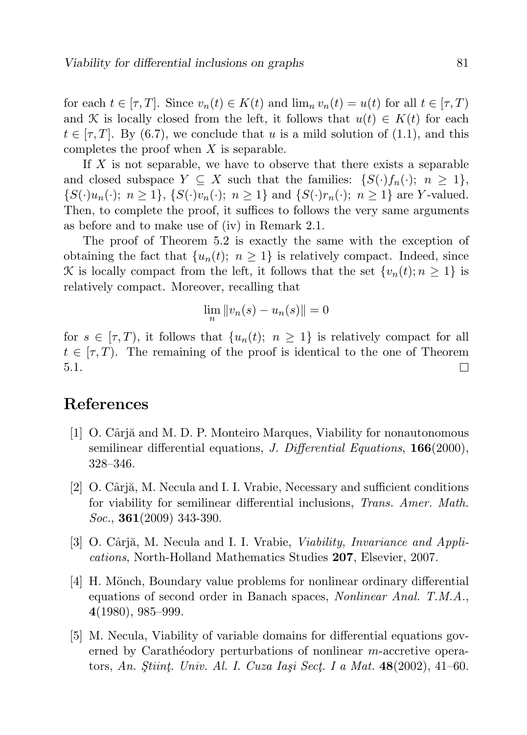for each $t \in [\tau, T]$. Since $v_n(t) \in K(t)$ and $\lim_n v_n(t) = u(t)$ for all $t \in [\tau, T)$ and $\mathcal{K}$ is locally closed from the left, it follows that $u(t) \in K(t)$ for each $t \in [\tau, T]$. By (6.7), we conclude that $u$ is a mild solution of (1.1), and this completes the proof when $X$ is separable.

If $X$ is not separable, we have to observe that there exists a separable and closed subspace $Y \subseteq X$ such that the families: $\{S(\cdot)f_n(\cdot);\ n \geq 1\}$, $\{S(\cdot)u_n(\cdot);\ n \geq 1\}$, $\{S(\cdot)v_n(\cdot);\ n \geq 1\}$ and $\{S(\cdot)r_n(\cdot);\ n \geq 1\}$ are $Y$-valued. Then, to complete the proof, it suffices to follows the very same arguments as before and to make use of (iv) in Remark 2.1.

The proof of Theorem 5.2 is exactly the same with the exception of obtaining the fact that $\{u_n(t);\ n \geq 1\}$ is relatively compact. Indeed, since $\mathcal{K}$ is locally compact from the left, it follows that the set $\{v_n(t); n \geq 1\}$ is relatively compact. Moreover, recalling that

$$\lim_n \|v_n(s) - u_n(s)\| = 0$$

for $s \in [\tau, T)$, it follows that $\{u_n(t);\ n \geq 1\}$ is relatively compact for all $t \in [\tau, T)$. The remaining of the proof is identical to the one of Theorem 5.1. □

## References

[1] O. Cârjă and M. D. P. Monteiro Marques, Viability for nonautonomous semilinear differential equations, *J. Differential Equations*, **166**(2000), 328–346.

[2] O. Cârjă, M. Necula and I. I. Vrabie, Necessary and sufficient conditions for viability for semilinear differential inclusions, *Trans. Amer. Math. Soc.*, **361**(2009) 343-390.

[3] O. Cârjă, M. Necula and I. I. Vrabie, *Viability, Invariance and Applications*, North-Holland Mathematics Studies **207**, Elsevier, 2007.

[4] H. Mönch, Boundary value problems for nonlinear ordinary differential equations of second order in Banach spaces, *Nonlinear Anal. T.M.A.*, **4**(1980), 985–999.

[5] M. Necula, Viability of variable domains for differential equations governed by Carathéodory perturbations of nonlinear $m$-accretive operators, *An. Ştiinţ. Univ. Al. I. Cuza Iaşi Secţ. I a Mat.* **48**(2002), 41–60.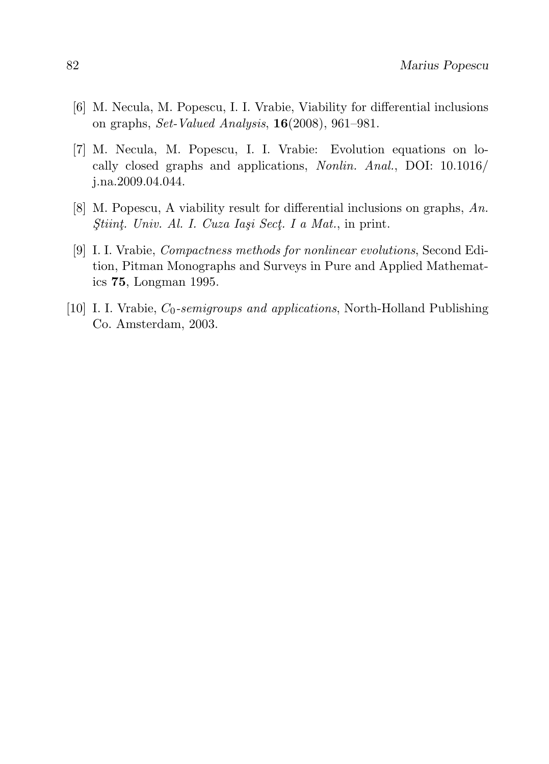[6] M. Necula, M. Popescu, I. I. Vrabie, Viability for differential inclusions on graphs, *Set-Valued Analysis*, **16**(2008), 961–981.

[7] M. Necula, M. Popescu, I. I. Vrabie: Evolution equations on locally closed graphs and applications, *Nonlin. Anal.*, DOI: 10.1016/j.na.2009.04.044.

[8] M. Popescu, A viability result for differential inclusions on graphs, *An. Ştiinţ. Univ. Al. I. Cuza Iaşi Secţ. I a Mat.*, in print.

[9] I. I. Vrabie, *Compactness methods for nonlinear evolutions*, Second Edition, Pitman Monographs and Surveys in Pure and Applied Mathematics **75**, Longman 1995.

[10] I. I. Vrabie, *$C_0$-semigroups and applications*, North-Holland Publishing Co. Amsterdam, 2003.